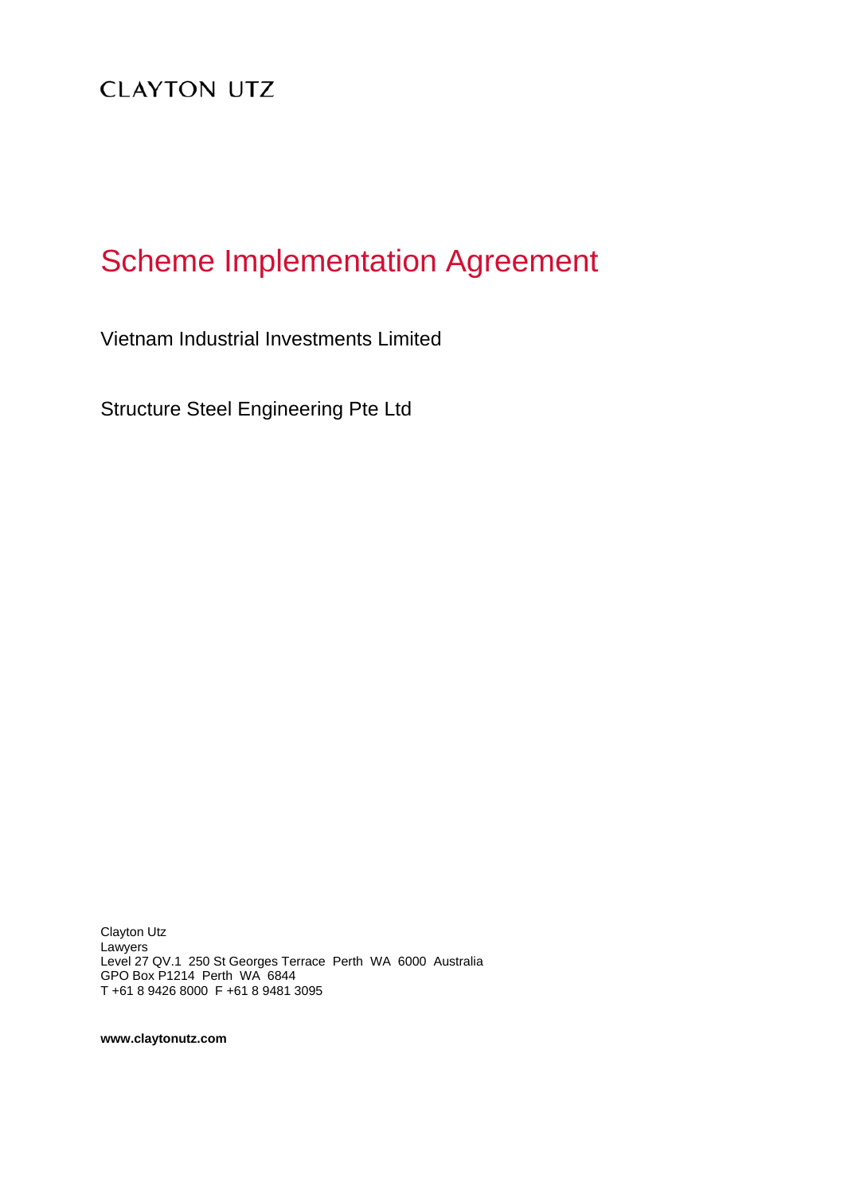CLAYTON UTZ

# Scheme Implementation Agreement

Vietnam Industrial Investments Limited

Structure Steel Engineering Pte Ltd

Clayton Utz
Lawyers
Level 27 QV.1 250 St Georges Terrace Perth WA 6000 Australia
GPO Box P1214 Perth WA 6844
T +61 8 9426 8000 F +61 8 9481 3095

**www.claytonutz.com**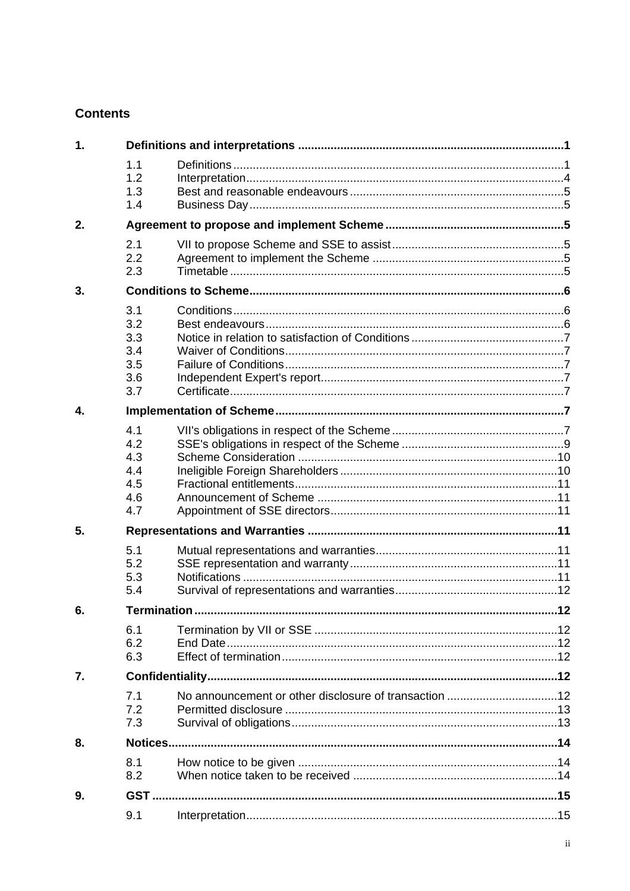## Contents

| | | | |
|---|---|---|---|
| **1.** | **Definitions and interpretations** | | **1** |
| | 1.1 | Definitions | 1 |
| | 1.2 | Interpretation | 4 |
| | 1.3 | Best and reasonable endeavours | 5 |
| | 1.4 | Business Day | 5 |
| **2.** | **Agreement to propose and implement Scheme** | | **5** |
| | 2.1 | VII to propose Scheme and SSE to assist | 5 |
| | 2.2 | Agreement to implement the Scheme | 5 |
| | 2.3 | Timetable | 5 |
| **3.** | **Conditions to Scheme** | | **6** |
| | 3.1 | Conditions | 6 |
| | 3.2 | Best endeavours | 6 |
| | 3.3 | Notice in relation to satisfaction of Conditions | 7 |
| | 3.4 | Waiver of Conditions | 7 |
| | 3.5 | Failure of Conditions | 7 |
| | 3.6 | Independent Expert's report | 7 |
| | 3.7 | Certificate | 7 |
| **4.** | **Implementation of Scheme** | | **7** |
| | 4.1 | VII's obligations in respect of the Scheme | 7 |
| | 4.2 | SSE's obligations in respect of the Scheme | 9 |
| | 4.3 | Scheme Consideration | 10 |
| | 4.4 | Ineligible Foreign Shareholders | 10 |
| | 4.5 | Fractional entitlements | 11 |
| | 4.6 | Announcement of Scheme | 11 |
| | 4.7 | Appointment of SSE directors | 11 |
| **5.** | **Representations and Warranties** | | **11** |
| | 5.1 | Mutual representations and warranties | 11 |
| | 5.2 | SSE representation and warranty | 11 |
| | 5.3 | Notifications | 11 |
| | 5.4 | Survival of representations and warranties | 12 |
| **6.** | **Termination** | | **12** |
| | 6.1 | Termination by VII or SSE | 12 |
| | 6.2 | End Date | 12 |
| | 6.3 | Effect of termination | 12 |
| **7.** | **Confidentiality** | | **12** |
| | 7.1 | No announcement or other disclosure of transaction | 12 |
| | 7.2 | Permitted disclosure | 13 |
| | 7.3 | Survival of obligations | 13 |
| **8.** | **Notices** | | **14** |
| | 8.1 | How notice to be given | 14 |
| | 8.2 | When notice taken to be received | 14 |
| **9.** | **GST** | | **15** |
| | 9.1 | Interpretation | 15 |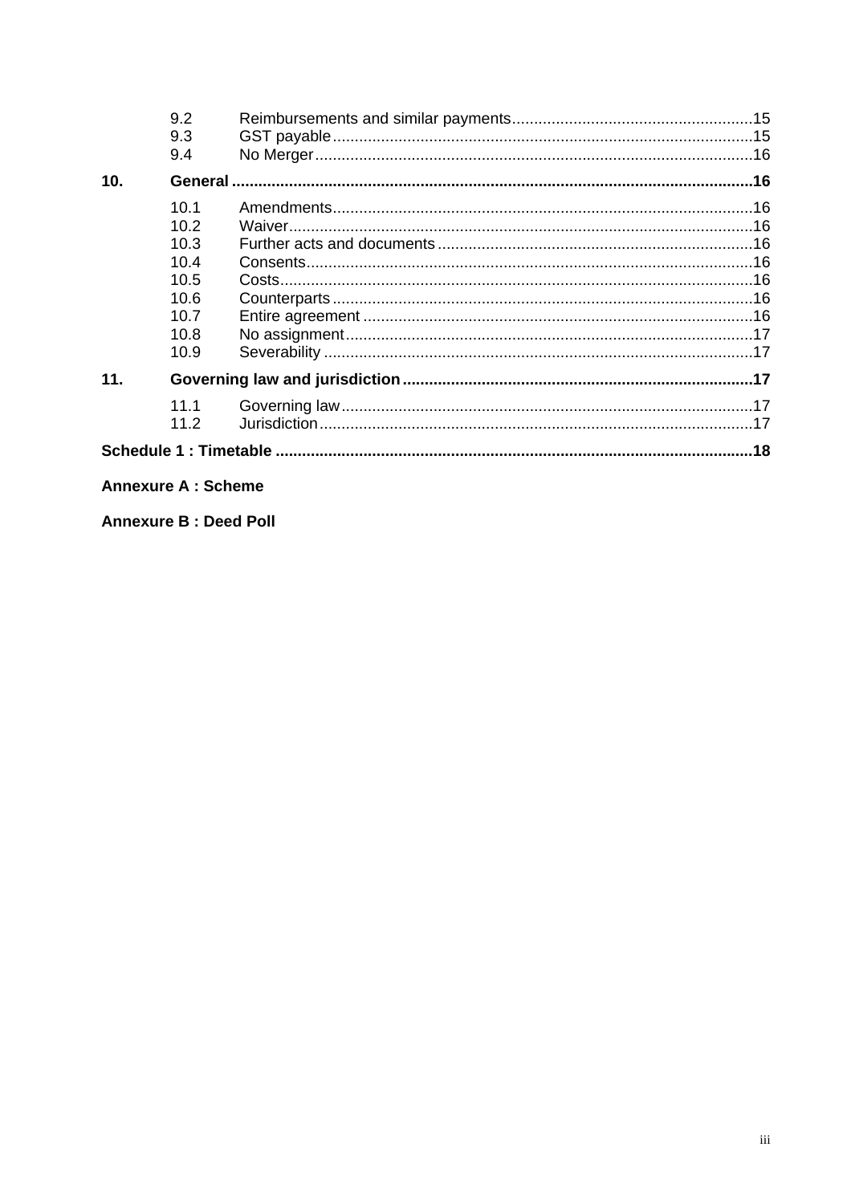| | | | |
|---|---|---|---|
| | 9.2 | Reimbursements and similar payments | 15 |
| | 9.3 | GST payable | 15 |
| | 9.4 | No Merger | 16 |
| **10.** | **General** | | **16** |
| | 10.1 | Amendments | 16 |
| | 10.2 | Waiver | 16 |
| | 10.3 | Further acts and documents | 16 |
| | 10.4 | Consents | 16 |
| | 10.5 | Costs | 16 |
| | 10.6 | Counterparts | 16 |
| | 10.7 | Entire agreement | 16 |
| | 10.8 | No assignment | 17 |
| | 10.9 | Severability | 17 |
| **11.** | **Governing law and jurisdiction** | | **17** |
| | 11.1 | Governing law | 17 |
| | 11.2 | Jurisdiction | 17 |
| **Schedule 1 : Timetable** | | | **18** |

**Annexure A : Scheme**

**Annexure B : Deed Poll**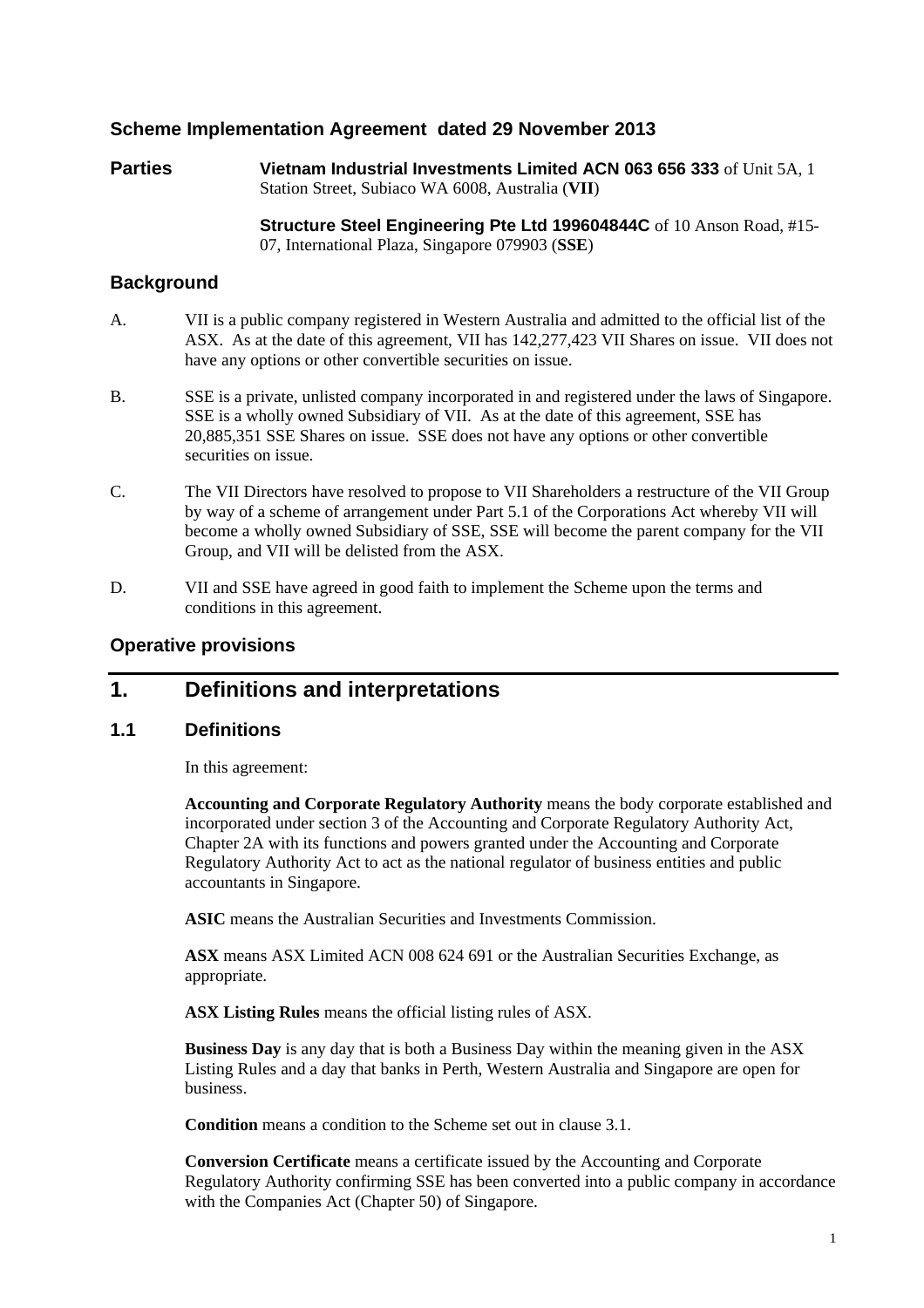## Scheme Implementation Agreement dated 29 November 2013

**Parties** **Vietnam Industrial Investments Limited ACN 063 656 333** of Unit 5A, 1 Station Street, Subiaco WA 6008, Australia (**VII**)

**Structure Steel Engineering Pte Ltd 199604844C** of 10 Anson Road, #15-07, International Plaza, Singapore 079903 (**SSE**)

## Background

A. VII is a public company registered in Western Australia and admitted to the official list of the ASX. As at the date of this agreement, VII has 142,277,423 VII Shares on issue. VII does not have any options or other convertible securities on issue.

B. SSE is a private, unlisted company incorporated in and registered under the laws of Singapore. SSE is a wholly owned Subsidiary of VII. As at the date of this agreement, SSE has 20,885,351 SSE Shares on issue. SSE does not have any options or other convertible securities on issue.

C. The VII Directors have resolved to propose to VII Shareholders a restructure of the VII Group by way of a scheme of arrangement under Part 5.1 of the Corporations Act whereby VII will become a wholly owned Subsidiary of SSE, SSE will become the parent company for the VII Group, and VII will be delisted from the ASX.

D. VII and SSE have agreed in good faith to implement the Scheme upon the terms and conditions in this agreement.

## Operative provisions

# 1. Definitions and interpretations

### 1.1 Definitions

In this agreement:

**Accounting and Corporate Regulatory Authority** means the body corporate established and incorporated under section 3 of the Accounting and Corporate Regulatory Authority Act, Chapter 2A with its functions and powers granted under the Accounting and Corporate Regulatory Authority Act to act as the national regulator of business entities and public accountants in Singapore.

**ASIC** means the Australian Securities and Investments Commission.

**ASX** means ASX Limited ACN 008 624 691 or the Australian Securities Exchange, as appropriate.

**ASX Listing Rules** means the official listing rules of ASX.

**Business Day** is any day that is both a Business Day within the meaning given in the ASX Listing Rules and a day that banks in Perth, Western Australia and Singapore are open for business.

**Condition** means a condition to the Scheme set out in clause 3.1.

**Conversion Certificate** means a certificate issued by the Accounting and Corporate Regulatory Authority confirming SSE has been converted into a public company in accordance with the Companies Act (Chapter 50) of Singapore.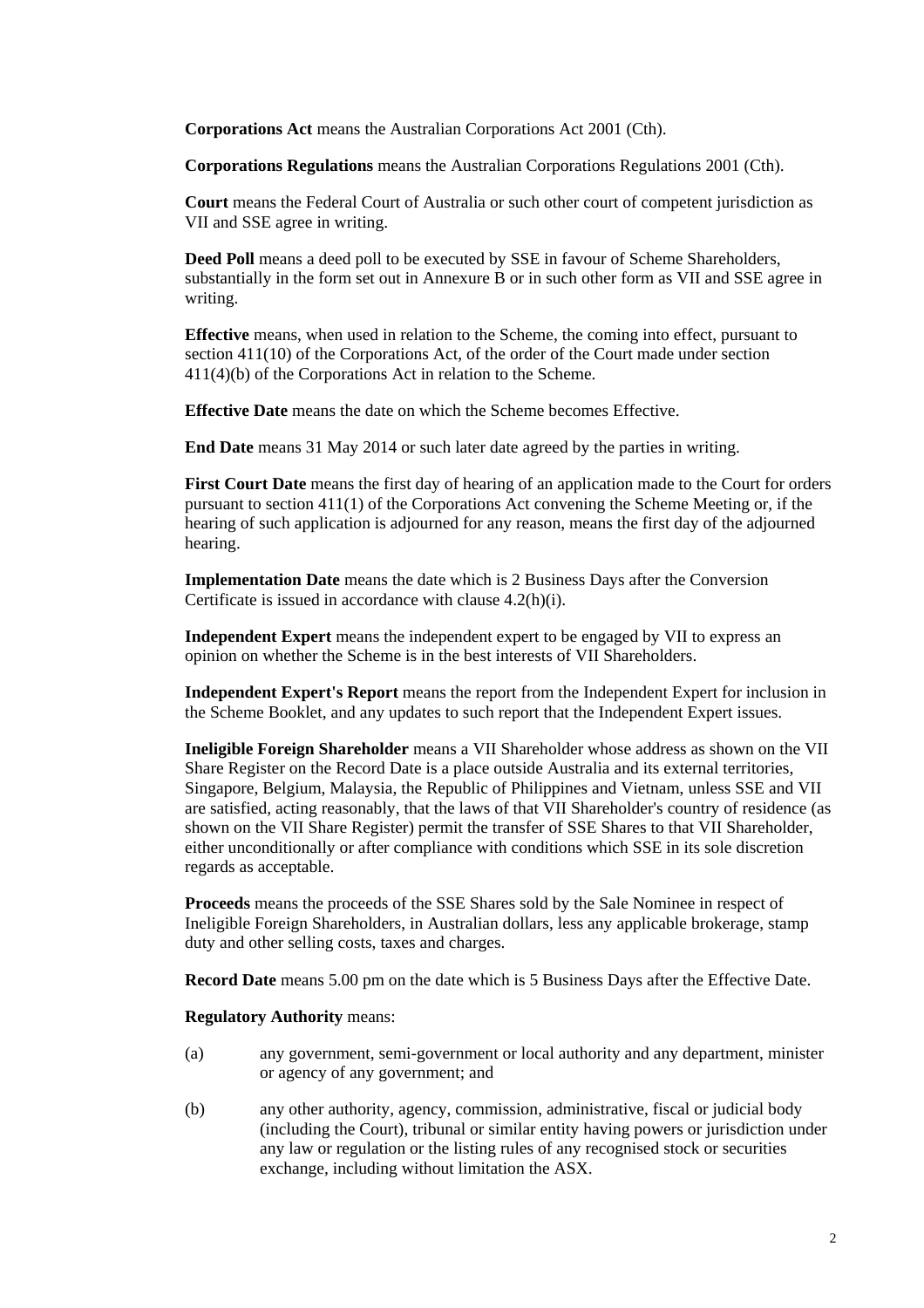**Corporations Act** means the Australian Corporations Act 2001 (Cth).

**Corporations Regulations** means the Australian Corporations Regulations 2001 (Cth).

**Court** means the Federal Court of Australia or such other court of competent jurisdiction as VII and SSE agree in writing.

**Deed Poll** means a deed poll to be executed by SSE in favour of Scheme Shareholders, substantially in the form set out in Annexure B or in such other form as VII and SSE agree in writing.

**Effective** means, when used in relation to the Scheme, the coming into effect, pursuant to section 411(10) of the Corporations Act, of the order of the Court made under section 411(4)(b) of the Corporations Act in relation to the Scheme.

**Effective Date** means the date on which the Scheme becomes Effective.

**End Date** means 31 May 2014 or such later date agreed by the parties in writing.

**First Court Date** means the first day of hearing of an application made to the Court for orders pursuant to section 411(1) of the Corporations Act convening the Scheme Meeting or, if the hearing of such application is adjourned for any reason, means the first day of the adjourned hearing.

**Implementation Date** means the date which is 2 Business Days after the Conversion Certificate is issued in accordance with clause 4.2(h)(i).

**Independent Expert** means the independent expert to be engaged by VII to express an opinion on whether the Scheme is in the best interests of VII Shareholders.

**Independent Expert's Report** means the report from the Independent Expert for inclusion in the Scheme Booklet, and any updates to such report that the Independent Expert issues.

**Ineligible Foreign Shareholder** means a VII Shareholder whose address as shown on the VII Share Register on the Record Date is a place outside Australia and its external territories, Singapore, Belgium, Malaysia, the Republic of Philippines and Vietnam, unless SSE and VII are satisfied, acting reasonably, that the laws of that VII Shareholder's country of residence (as shown on the VII Share Register) permit the transfer of SSE Shares to that VII Shareholder, either unconditionally or after compliance with conditions which SSE in its sole discretion regards as acceptable.

**Proceeds** means the proceeds of the SSE Shares sold by the Sale Nominee in respect of Ineligible Foreign Shareholders, in Australian dollars, less any applicable brokerage, stamp duty and other selling costs, taxes and charges.

**Record Date** means 5.00 pm on the date which is 5 Business Days after the Effective Date.

**Regulatory Authority** means:

(a) any government, semi-government or local authority and any department, minister or agency of any government; and

(b) any other authority, agency, commission, administrative, fiscal or judicial body (including the Court), tribunal or similar entity having powers or jurisdiction under any law or regulation or the listing rules of any recognised stock or securities exchange, including without limitation the ASX.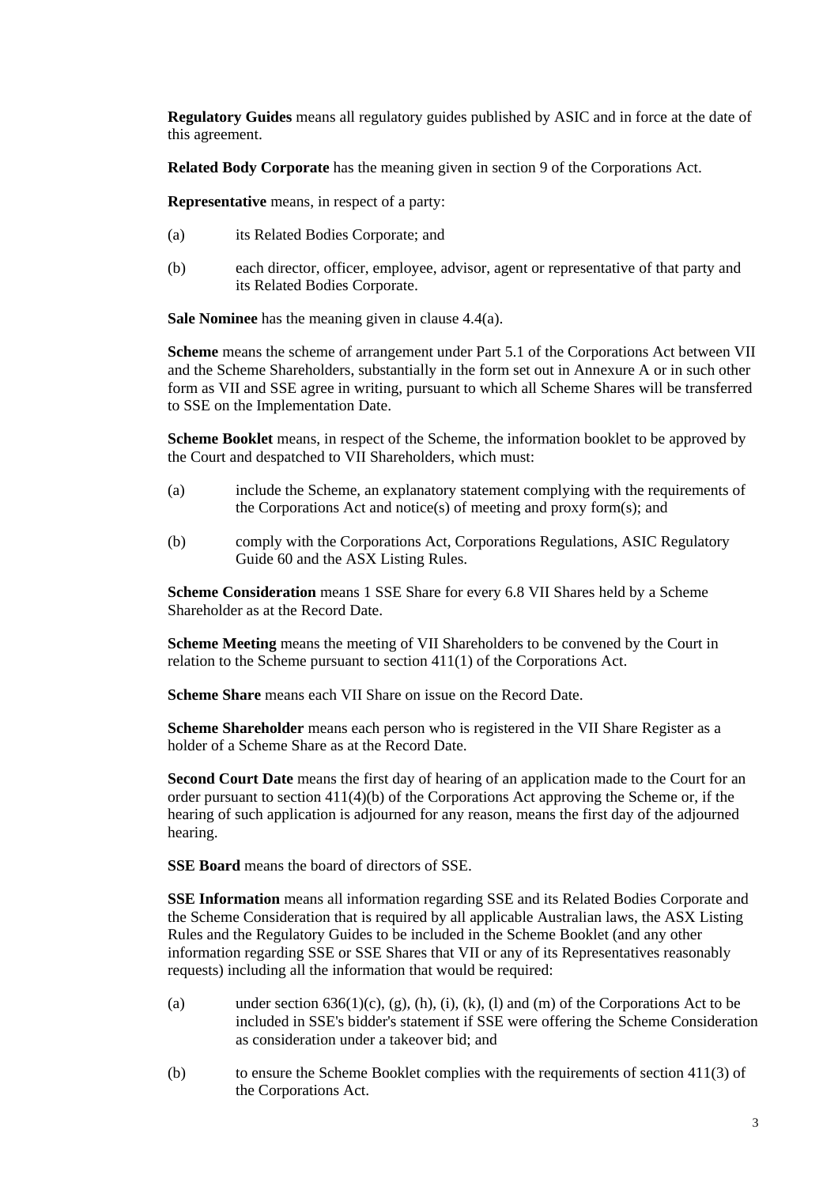**Regulatory Guides** means all regulatory guides published by ASIC and in force at the date of this agreement.

**Related Body Corporate** has the meaning given in section 9 of the Corporations Act.

**Representative** means, in respect of a party:

(a) its Related Bodies Corporate; and

(b) each director, officer, employee, advisor, agent or representative of that party and its Related Bodies Corporate.

**Sale Nominee** has the meaning given in clause 4.4(a).

**Scheme** means the scheme of arrangement under Part 5.1 of the Corporations Act between VII and the Scheme Shareholders, substantially in the form set out in Annexure A or in such other form as VII and SSE agree in writing, pursuant to which all Scheme Shares will be transferred to SSE on the Implementation Date.

**Scheme Booklet** means, in respect of the Scheme, the information booklet to be approved by the Court and despatched to VII Shareholders, which must:

(a) include the Scheme, an explanatory statement complying with the requirements of the Corporations Act and notice(s) of meeting and proxy form(s); and

(b) comply with the Corporations Act, Corporations Regulations, ASIC Regulatory Guide 60 and the ASX Listing Rules.

**Scheme Consideration** means 1 SSE Share for every 6.8 VII Shares held by a Scheme Shareholder as at the Record Date.

**Scheme Meeting** means the meeting of VII Shareholders to be convened by the Court in relation to the Scheme pursuant to section 411(1) of the Corporations Act.

**Scheme Share** means each VII Share on issue on the Record Date.

**Scheme Shareholder** means each person who is registered in the VII Share Register as a holder of a Scheme Share as at the Record Date.

**Second Court Date** means the first day of hearing of an application made to the Court for an order pursuant to section 411(4)(b) of the Corporations Act approving the Scheme or, if the hearing of such application is adjourned for any reason, means the first day of the adjourned hearing.

**SSE Board** means the board of directors of SSE.

**SSE Information** means all information regarding SSE and its Related Bodies Corporate and the Scheme Consideration that is required by all applicable Australian laws, the ASX Listing Rules and the Regulatory Guides to be included in the Scheme Booklet (and any other information regarding SSE or SSE Shares that VII or any of its Representatives reasonably requests) including all the information that would be required:

(a) under section 636(1)(c), (g), (h), (i), (k), (l) and (m) of the Corporations Act to be included in SSE's bidder's statement if SSE were offering the Scheme Consideration as consideration under a takeover bid; and

(b) to ensure the Scheme Booklet complies with the requirements of section 411(3) of the Corporations Act.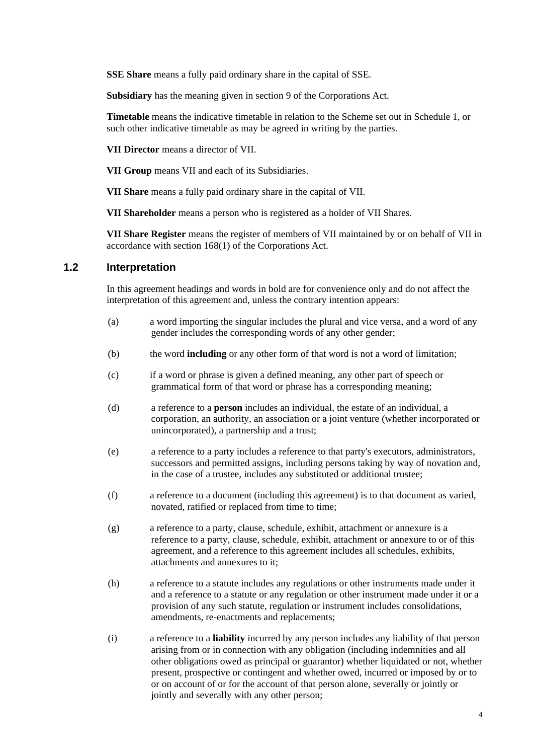**SSE Share** means a fully paid ordinary share in the capital of SSE.

**Subsidiary** has the meaning given in section 9 of the Corporations Act.

**Timetable** means the indicative timetable in relation to the Scheme set out in Schedule 1, or such other indicative timetable as may be agreed in writing by the parties.

**VII Director** means a director of VII.

**VII Group** means VII and each of its Subsidiaries.

**VII Share** means a fully paid ordinary share in the capital of VII.

**VII Shareholder** means a person who is registered as a holder of VII Shares.

**VII Share Register** means the register of members of VII maintained by or on behalf of VII in accordance with section 168(1) of the Corporations Act.

## 1.2 Interpretation

In this agreement headings and words in bold are for convenience only and do not affect the interpretation of this agreement and, unless the contrary intention appears:

(a) a word importing the singular includes the plural and vice versa, and a word of any gender includes the corresponding words of any other gender;

(b) the word **including** or any other form of that word is not a word of limitation;

(c) if a word or phrase is given a defined meaning, any other part of speech or grammatical form of that word or phrase has a corresponding meaning;

(d) a reference to a **person** includes an individual, the estate of an individual, a corporation, an authority, an association or a joint venture (whether incorporated or unincorporated), a partnership and a trust;

(e) a reference to a party includes a reference to that party's executors, administrators, successors and permitted assigns, including persons taking by way of novation and, in the case of a trustee, includes any substituted or additional trustee;

(f) a reference to a document (including this agreement) is to that document as varied, novated, ratified or replaced from time to time;

(g) a reference to a party, clause, schedule, exhibit, attachment or annexure is a reference to a party, clause, schedule, exhibit, attachment or annexure to or of this agreement, and a reference to this agreement includes all schedules, exhibits, attachments and annexures to it;

(h) a reference to a statute includes any regulations or other instruments made under it and a reference to a statute or any regulation or other instrument made under it or a provision of any such statute, regulation or instrument includes consolidations, amendments, re-enactments and replacements;

(i) a reference to a **liability** incurred by any person includes any liability of that person arising from or in connection with any obligation (including indemnities and all other obligations owed as principal or guarantor) whether liquidated or not, whether present, prospective or contingent and whether owed, incurred or imposed by or to or on account of or for the account of that person alone, severally or jointly or jointly and severally with any other person;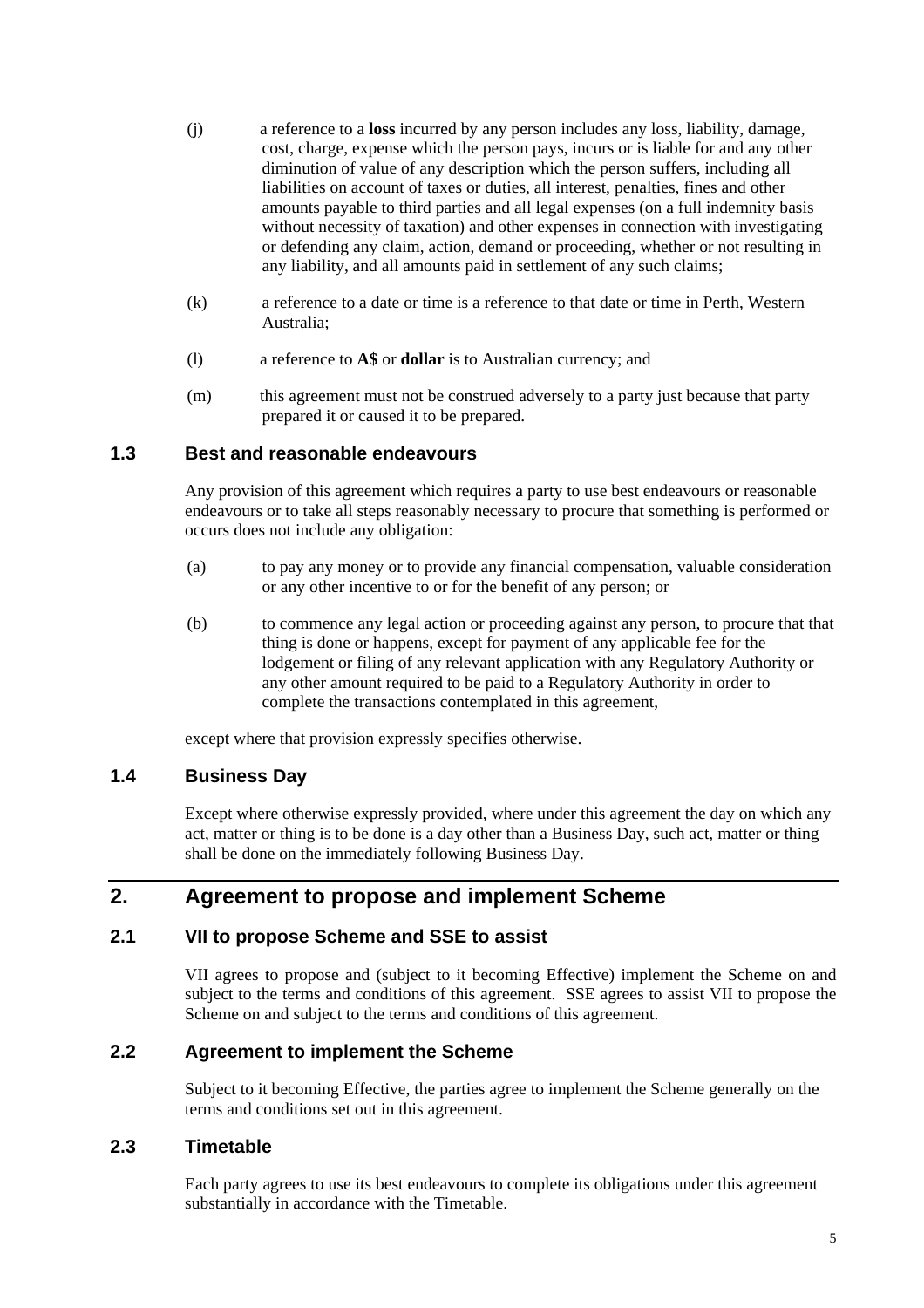(j) a reference to a **loss** incurred by any person includes any loss, liability, damage, cost, charge, expense which the person pays, incurs or is liable for and any other diminution of value of any description which the person suffers, including all liabilities on account of taxes or duties, all interest, penalties, fines and other amounts payable to third parties and all legal expenses (on a full indemnity basis without necessity of taxation) and other expenses in connection with investigating or defending any claim, action, demand or proceeding, whether or not resulting in any liability, and all amounts paid in settlement of any such claims;

(k) a reference to a date or time is a reference to that date or time in Perth, Western Australia;

(l) a reference to **A$** or **dollar** is to Australian currency; and

(m) this agreement must not be construed adversely to a party just because that party prepared it or caused it to be prepared.

### 1.3 Best and reasonable endeavours

Any provision of this agreement which requires a party to use best endeavours or reasonable endeavours or to take all steps reasonably necessary to procure that something is performed or occurs does not include any obligation:

(a) to pay any money or to provide any financial compensation, valuable consideration or any other incentive to or for the benefit of any person; or

(b) to commence any legal action or proceeding against any person, to procure that that thing is done or happens, except for payment of any applicable fee for the lodgement or filing of any relevant application with any Regulatory Authority or any other amount required to be paid to a Regulatory Authority in order to complete the transactions contemplated in this agreement,

except where that provision expressly specifies otherwise.

### 1.4 Business Day

Except where otherwise expressly provided, where under this agreement the day on which any act, matter or thing is to be done is a day other than a Business Day, such act, matter or thing shall be done on the immediately following Business Day.

## 2. Agreement to propose and implement Scheme

### 2.1 VII to propose Scheme and SSE to assist

VII agrees to propose and (subject to it becoming Effective) implement the Scheme on and subject to the terms and conditions of this agreement. SSE agrees to assist VII to propose the Scheme on and subject to the terms and conditions of this agreement.

### 2.2 Agreement to implement the Scheme

Subject to it becoming Effective, the parties agree to implement the Scheme generally on the terms and conditions set out in this agreement.

### 2.3 Timetable

Each party agrees to use its best endeavours to complete its obligations under this agreement substantially in accordance with the Timetable.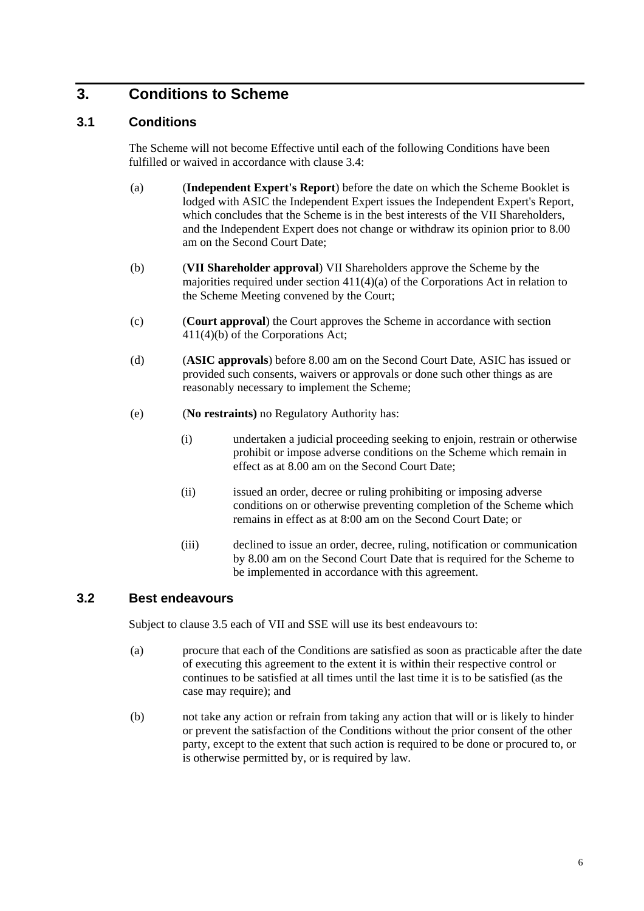## 3. Conditions to Scheme

### 3.1 Conditions

The Scheme will not become Effective until each of the following Conditions have been fulfilled or waived in accordance with clause 3.4:

(a) (**Independent Expert's Report**) before the date on which the Scheme Booklet is lodged with ASIC the Independent Expert issues the Independent Expert's Report, which concludes that the Scheme is in the best interests of the VII Shareholders, and the Independent Expert does not change or withdraw its opinion prior to 8.00 am on the Second Court Date;

(b) (**VII Shareholder approval**) VII Shareholders approve the Scheme by the majorities required under section 411(4)(a) of the Corporations Act in relation to the Scheme Meeting convened by the Court;

(c) (**Court approval**) the Court approves the Scheme in accordance with section 411(4)(b) of the Corporations Act;

(d) (**ASIC approvals**) before 8.00 am on the Second Court Date, ASIC has issued or provided such consents, waivers or approvals or done such other things as are reasonably necessary to implement the Scheme;

(e) (**No restraints)** no Regulatory Authority has:

(i) undertaken a judicial proceeding seeking to enjoin, restrain or otherwise prohibit or impose adverse conditions on the Scheme which remain in effect as at 8.00 am on the Second Court Date;

(ii) issued an order, decree or ruling prohibiting or imposing adverse conditions on or otherwise preventing completion of the Scheme which remains in effect as at 8:00 am on the Second Court Date; or

(iii) declined to issue an order, decree, ruling, notification or communication by 8.00 am on the Second Court Date that is required for the Scheme to be implemented in accordance with this agreement.

### 3.2 Best endeavours

Subject to clause 3.5 each of VII and SSE will use its best endeavours to:

(a) procure that each of the Conditions are satisfied as soon as practicable after the date of executing this agreement to the extent it is within their respective control or continues to be satisfied at all times until the last time it is to be satisfied (as the case may require); and

(b) not take any action or refrain from taking any action that will or is likely to hinder or prevent the satisfaction of the Conditions without the prior consent of the other party, except to the extent that such action is required to be done or procured to, or is otherwise permitted by, or is required by law.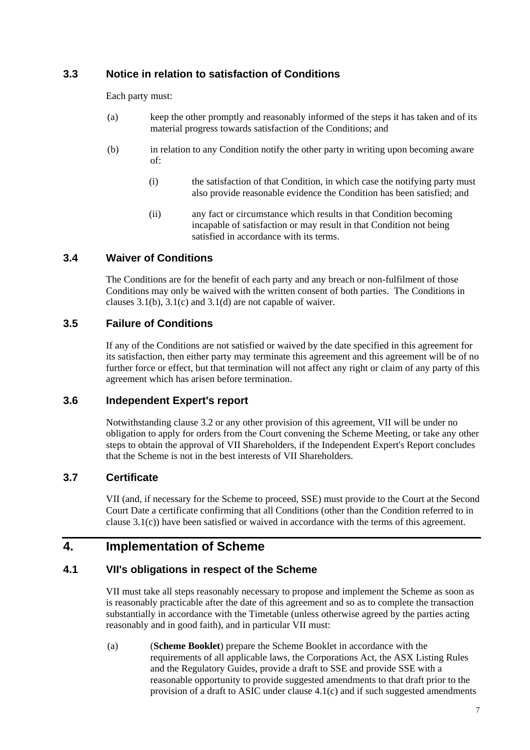### 3.3 Notice in relation to satisfaction of Conditions

Each party must:

(a) keep the other promptly and reasonably informed of the steps it has taken and of its material progress towards satisfaction of the Conditions; and

(b) in relation to any Condition notify the other party in writing upon becoming aware of:

 (i) the satisfaction of that Condition, in which case the notifying party must also provide reasonable evidence the Condition has been satisfied; and

 (ii) any fact or circumstance which results in that Condition becoming incapable of satisfaction or may result in that Condition not being satisfied in accordance with its terms.

### 3.4 Waiver of Conditions

The Conditions are for the benefit of each party and any breach or non-fulfilment of those Conditions may only be waived with the written consent of both parties. The Conditions in clauses 3.1(b), 3.1(c) and 3.1(d) are not capable of waiver.

### 3.5 Failure of Conditions

If any of the Conditions are not satisfied or waived by the date specified in this agreement for its satisfaction, then either party may terminate this agreement and this agreement will be of no further force or effect, but that termination will not affect any right or claim of any party of this agreement which has arisen before termination.

### 3.6 Independent Expert's report

Notwithstanding clause 3.2 or any other provision of this agreement, VII will be under no obligation to apply for orders from the Court convening the Scheme Meeting, or take any other steps to obtain the approval of VII Shareholders, if the Independent Expert's Report concludes that the Scheme is not in the best interests of VII Shareholders.

### 3.7 Certificate

VII (and, if necessary for the Scheme to proceed, SSE) must provide to the Court at the Second Court Date a certificate confirming that all Conditions (other than the Condition referred to in clause 3.1(c)) have been satisfied or waived in accordance with the terms of this agreement.

## 4. Implementation of Scheme

### 4.1 VII's obligations in respect of the Scheme

VII must take all steps reasonably necessary to propose and implement the Scheme as soon as is reasonably practicable after the date of this agreement and so as to complete the transaction substantially in accordance with the Timetable (unless otherwise agreed by the parties acting reasonably and in good faith), and in particular VII must:

(a) (**Scheme Booklet**) prepare the Scheme Booklet in accordance with the requirements of all applicable laws, the Corporations Act, the ASX Listing Rules and the Regulatory Guides, provide a draft to SSE and provide SSE with a reasonable opportunity to provide suggested amendments to that draft prior to the provision of a draft to ASIC under clause 4.1(c) and if such suggested amendments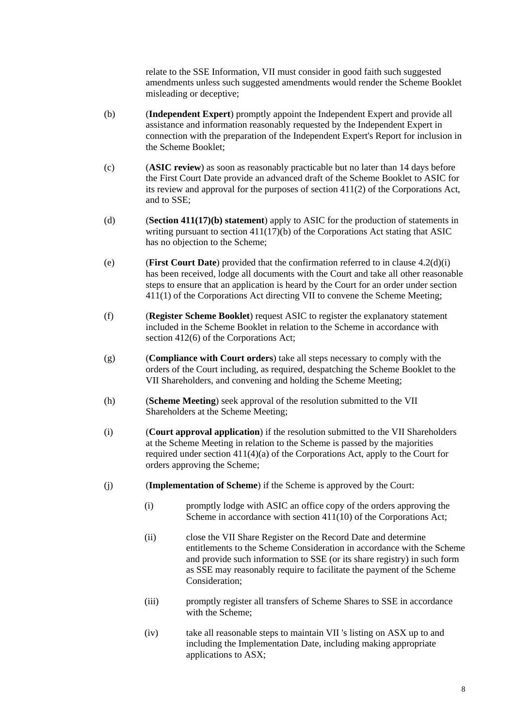relate to the SSE Information, VII must consider in good faith such suggested amendments unless such suggested amendments would render the Scheme Booklet misleading or deceptive;

(b) (**Independent Expert**) promptly appoint the Independent Expert and provide all assistance and information reasonably requested by the Independent Expert in connection with the preparation of the Independent Expert's Report for inclusion in the Scheme Booklet;

(c) (**ASIC review**) as soon as reasonably practicable but no later than 14 days before the First Court Date provide an advanced draft of the Scheme Booklet to ASIC for its review and approval for the purposes of section 411(2) of the Corporations Act, and to SSE;

(d) (**Section 411(17)(b) statement**) apply to ASIC for the production of statements in writing pursuant to section 411(17)(b) of the Corporations Act stating that ASIC has no objection to the Scheme;

(e) (**First Court Date**) provided that the confirmation referred to in clause 4.2(d)(i) has been received, lodge all documents with the Court and take all other reasonable steps to ensure that an application is heard by the Court for an order under section 411(1) of the Corporations Act directing VII to convene the Scheme Meeting;

(f) (**Register Scheme Booklet**) request ASIC to register the explanatory statement included in the Scheme Booklet in relation to the Scheme in accordance with section 412(6) of the Corporations Act;

(g) (**Compliance with Court orders**) take all steps necessary to comply with the orders of the Court including, as required, despatching the Scheme Booklet to the VII Shareholders, and convening and holding the Scheme Meeting;

(h) (**Scheme Meeting**) seek approval of the resolution submitted to the VII Shareholders at the Scheme Meeting;

(i) (**Court approval application**) if the resolution submitted to the VII Shareholders at the Scheme Meeting in relation to the Scheme is passed by the majorities required under section 411(4)(a) of the Corporations Act, apply to the Court for orders approving the Scheme;

(j) (**Implementation of Scheme**) if the Scheme is approved by the Court:

   (i) promptly lodge with ASIC an office copy of the orders approving the Scheme in accordance with section 411(10) of the Corporations Act;

   (ii) close the VII Share Register on the Record Date and determine entitlements to the Scheme Consideration in accordance with the Scheme and provide such information to SSE (or its share registry) in such form as SSE may reasonably require to facilitate the payment of the Scheme Consideration;

   (iii) promptly register all transfers of Scheme Shares to SSE in accordance with the Scheme;

   (iv) take all reasonable steps to maintain VII 's listing on ASX up to and including the Implementation Date, including making appropriate applications to ASX;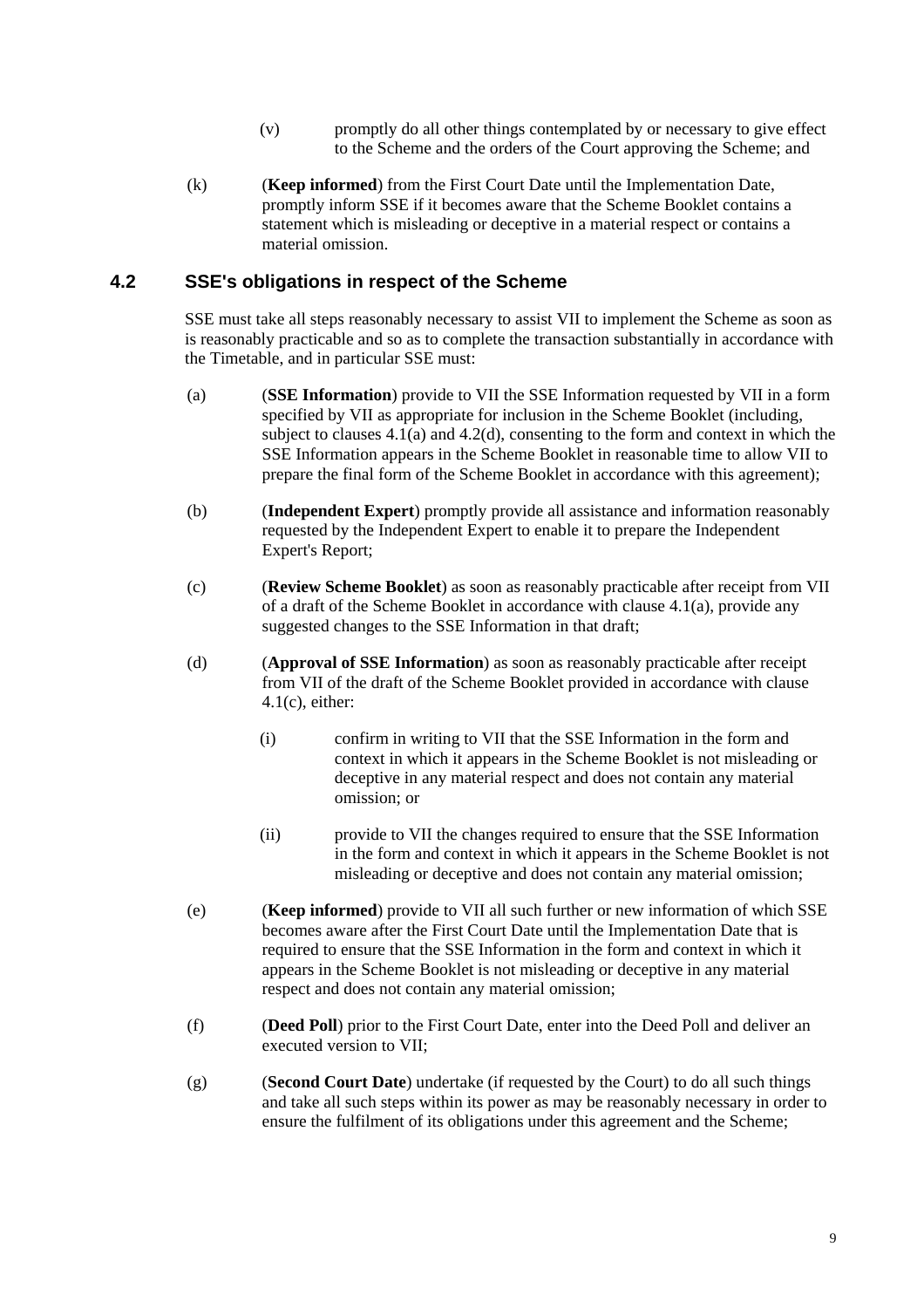(v) promptly do all other things contemplated by or necessary to give effect to the Scheme and the orders of the Court approving the Scheme; and

(k) (**Keep informed**) from the First Court Date until the Implementation Date, promptly inform SSE if it becomes aware that the Scheme Booklet contains a statement which is misleading or deceptive in a material respect or contains a material omission.

## 4.2 SSE's obligations in respect of the Scheme

SSE must take all steps reasonably necessary to assist VII to implement the Scheme as soon as is reasonably practicable and so as to complete the transaction substantially in accordance with the Timetable, and in particular SSE must:

(a) (**SSE Information**) provide to VII the SSE Information requested by VII in a form specified by VII as appropriate for inclusion in the Scheme Booklet (including, subject to clauses 4.1(a) and 4.2(d), consenting to the form and context in which the SSE Information appears in the Scheme Booklet in reasonable time to allow VII to prepare the final form of the Scheme Booklet in accordance with this agreement);

(b) (**Independent Expert**) promptly provide all assistance and information reasonably requested by the Independent Expert to enable it to prepare the Independent Expert's Report;

(c) (**Review Scheme Booklet**) as soon as reasonably practicable after receipt from VII of a draft of the Scheme Booklet in accordance with clause 4.1(a), provide any suggested changes to the SSE Information in that draft;

(d) (**Approval of SSE Information**) as soon as reasonably practicable after receipt from VII of the draft of the Scheme Booklet provided in accordance with clause 4.1(c), either:

(i) confirm in writing to VII that the SSE Information in the form and context in which it appears in the Scheme Booklet is not misleading or deceptive in any material respect and does not contain any material omission; or

(ii) provide to VII the changes required to ensure that the SSE Information in the form and context in which it appears in the Scheme Booklet is not misleading or deceptive and does not contain any material omission;

(e) (**Keep informed**) provide to VII all such further or new information of which SSE becomes aware after the First Court Date until the Implementation Date that is required to ensure that the SSE Information in the form and context in which it appears in the Scheme Booklet is not misleading or deceptive in any material respect and does not contain any material omission;

(f) (**Deed Poll**) prior to the First Court Date, enter into the Deed Poll and deliver an executed version to VII;

(g) (**Second Court Date**) undertake (if requested by the Court) to do all such things and take all such steps within its power as may be reasonably necessary in order to ensure the fulfilment of its obligations under this agreement and the Scheme;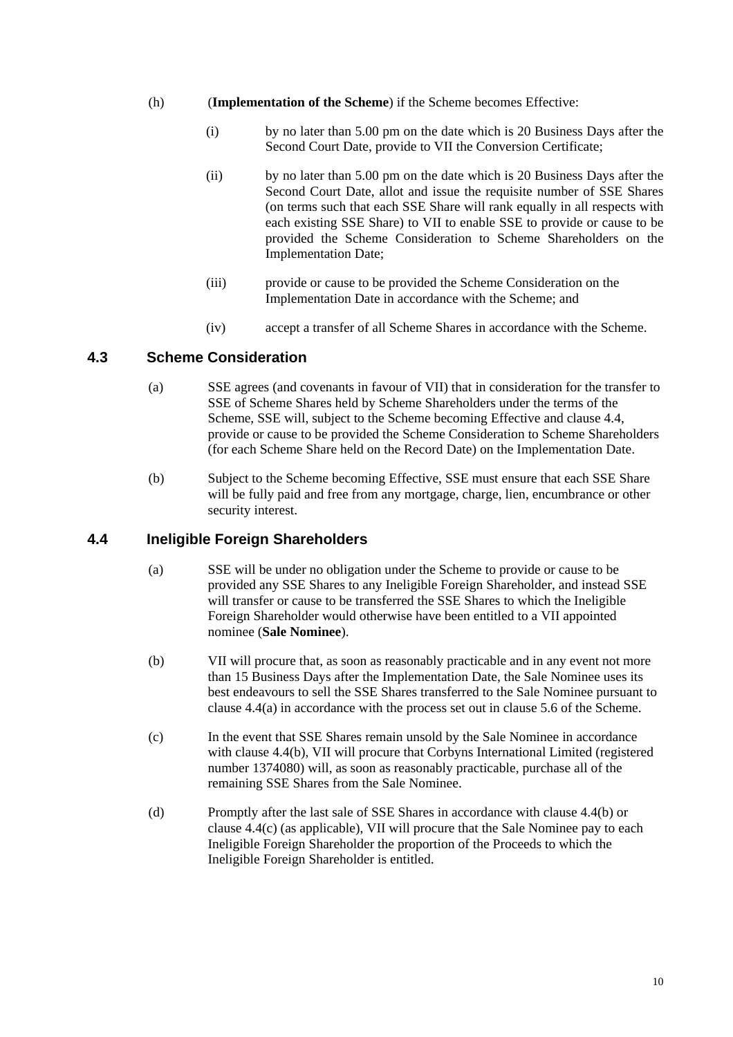(h) (**Implementation of the Scheme**) if the Scheme becomes Effective:

  (i) by no later than 5.00 pm on the date which is 20 Business Days after the Second Court Date, provide to VII the Conversion Certificate;

  (ii) by no later than 5.00 pm on the date which is 20 Business Days after the Second Court Date, allot and issue the requisite number of SSE Shares (on terms such that each SSE Share will rank equally in all respects with each existing SSE Share) to VII to enable SSE to provide or cause to be provided the Scheme Consideration to Scheme Shareholders on the Implementation Date;

  (iii) provide or cause to be provided the Scheme Consideration on the Implementation Date in accordance with the Scheme; and

  (iv) accept a transfer of all Scheme Shares in accordance with the Scheme.

## 4.3 Scheme Consideration

(a) SSE agrees (and covenants in favour of VII) that in consideration for the transfer to SSE of Scheme Shares held by Scheme Shareholders under the terms of the Scheme, SSE will, subject to the Scheme becoming Effective and clause 4.4, provide or cause to be provided the Scheme Consideration to Scheme Shareholders (for each Scheme Share held on the Record Date) on the Implementation Date.

(b) Subject to the Scheme becoming Effective, SSE must ensure that each SSE Share will be fully paid and free from any mortgage, charge, lien, encumbrance or other security interest.

## 4.4 Ineligible Foreign Shareholders

(a) SSE will be under no obligation under the Scheme to provide or cause to be provided any SSE Shares to any Ineligible Foreign Shareholder, and instead SSE will transfer or cause to be transferred the SSE Shares to which the Ineligible Foreign Shareholder would otherwise have been entitled to a VII appointed nominee (**Sale Nominee**).

(b) VII will procure that, as soon as reasonably practicable and in any event not more than 15 Business Days after the Implementation Date, the Sale Nominee uses its best endeavours to sell the SSE Shares transferred to the Sale Nominee pursuant to clause 4.4(a) in accordance with the process set out in clause 5.6 of the Scheme.

(c) In the event that SSE Shares remain unsold by the Sale Nominee in accordance with clause 4.4(b), VII will procure that Corbyns International Limited (registered number 1374080) will, as soon as reasonably practicable, purchase all of the remaining SSE Shares from the Sale Nominee.

(d) Promptly after the last sale of SSE Shares in accordance with clause 4.4(b) or clause 4.4(c) (as applicable), VII will procure that the Sale Nominee pay to each Ineligible Foreign Shareholder the proportion of the Proceeds to which the Ineligible Foreign Shareholder is entitled.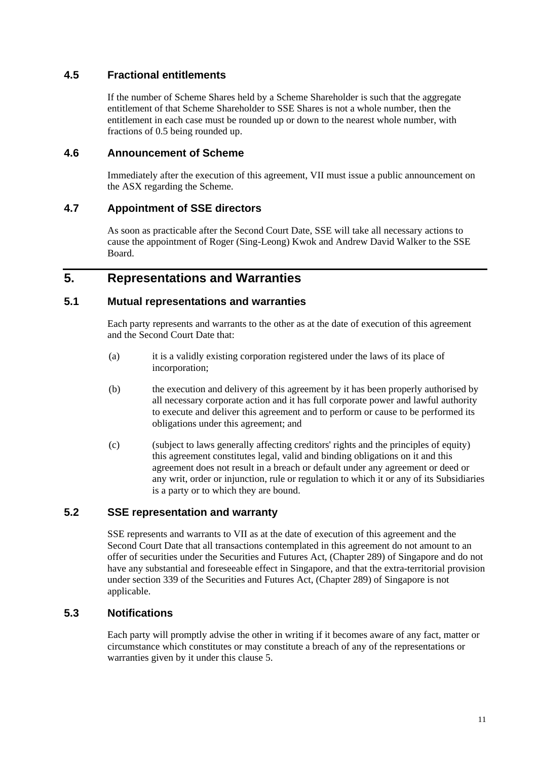### 4.5 Fractional entitlements

If the number of Scheme Shares held by a Scheme Shareholder is such that the aggregate entitlement of that Scheme Shareholder to SSE Shares is not a whole number, then the entitlement in each case must be rounded up or down to the nearest whole number, with fractions of 0.5 being rounded up.

### 4.6 Announcement of Scheme

Immediately after the execution of this agreement, VII must issue a public announcement on the ASX regarding the Scheme.

### 4.7 Appointment of SSE directors

As soon as practicable after the Second Court Date, SSE will take all necessary actions to cause the appointment of Roger (Sing-Leong) Kwok and Andrew David Walker to the SSE Board.

## 5. Representations and Warranties

### 5.1 Mutual representations and warranties

Each party represents and warrants to the other as at the date of execution of this agreement and the Second Court Date that:

(a) it is a validly existing corporation registered under the laws of its place of incorporation;

(b) the execution and delivery of this agreement by it has been properly authorised by all necessary corporate action and it has full corporate power and lawful authority to execute and deliver this agreement and to perform or cause to be performed its obligations under this agreement; and

(c) (subject to laws generally affecting creditors' rights and the principles of equity) this agreement constitutes legal, valid and binding obligations on it and this agreement does not result in a breach or default under any agreement or deed or any writ, order or injunction, rule or regulation to which it or any of its Subsidiaries is a party or to which they are bound.

### 5.2 SSE representation and warranty

SSE represents and warrants to VII as at the date of execution of this agreement and the Second Court Date that all transactions contemplated in this agreement do not amount to an offer of securities under the Securities and Futures Act, (Chapter 289) of Singapore and do not have any substantial and foreseeable effect in Singapore, and that the extra-territorial provision under section 339 of the Securities and Futures Act, (Chapter 289) of Singapore is not applicable.

### 5.3 Notifications

Each party will promptly advise the other in writing if it becomes aware of any fact, matter or circumstance which constitutes or may constitute a breach of any of the representations or warranties given by it under this clause 5.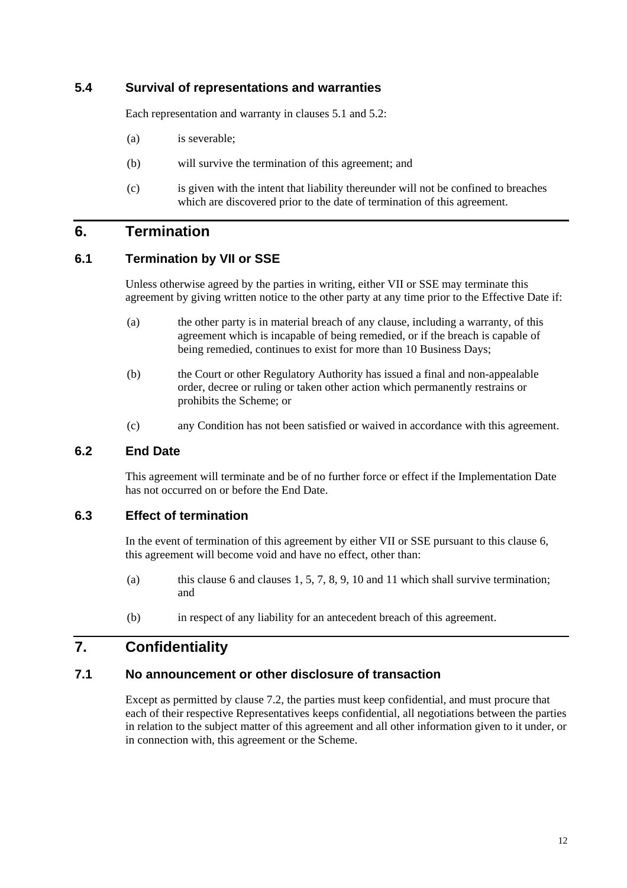### 5.4 Survival of representations and warranties

Each representation and warranty in clauses 5.1 and 5.2:

(a) is severable;

(b) will survive the termination of this agreement; and

(c) is given with the intent that liability thereunder will not be confined to breaches which are discovered prior to the date of termination of this agreement.

## 6. Termination

### 6.1 Termination by VII or SSE

Unless otherwise agreed by the parties in writing, either VII or SSE may terminate this agreement by giving written notice to the other party at any time prior to the Effective Date if:

(a) the other party is in material breach of any clause, including a warranty, of this agreement which is incapable of being remedied, or if the breach is capable of being remedied, continues to exist for more than 10 Business Days;

(b) the Court or other Regulatory Authority has issued a final and non-appealable order, decree or ruling or taken other action which permanently restrains or prohibits the Scheme; or

(c) any Condition has not been satisfied or waived in accordance with this agreement.

### 6.2 End Date

This agreement will terminate and be of no further force or effect if the Implementation Date has not occurred on or before the End Date.

### 6.3 Effect of termination

In the event of termination of this agreement by either VII or SSE pursuant to this clause 6, this agreement will become void and have no effect, other than:

(a) this clause 6 and clauses 1, 5, 7, 8, 9, 10 and 11 which shall survive termination; and

(b) in respect of any liability for an antecedent breach of this agreement.

## 7. Confidentiality

### 7.1 No announcement or other disclosure of transaction

Except as permitted by clause 7.2, the parties must keep confidential, and must procure that each of their respective Representatives keeps confidential, all negotiations between the parties in relation to the subject matter of this agreement and all other information given to it under, or in connection with, this agreement or the Scheme.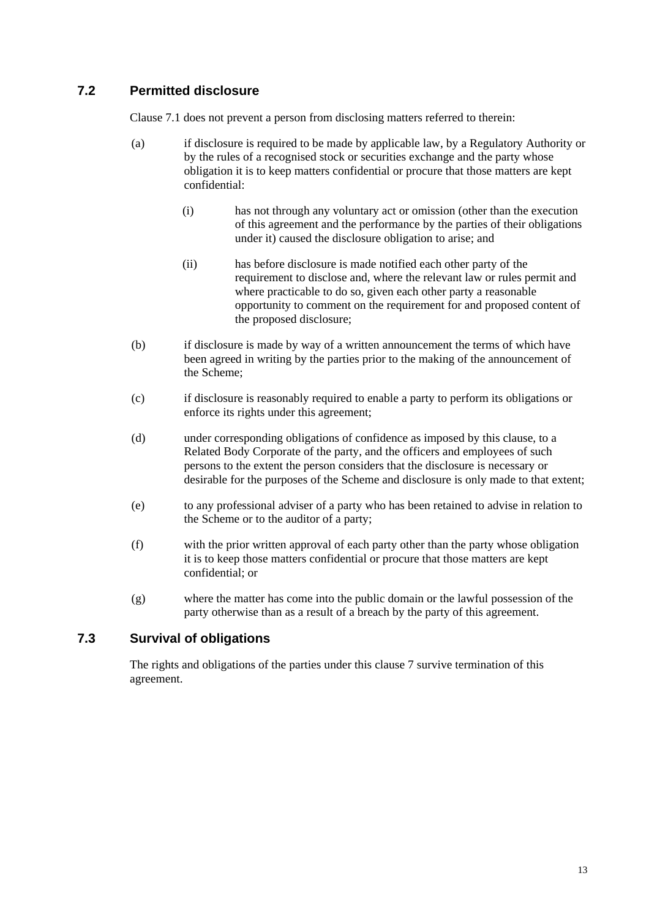### 7.2 Permitted disclosure

Clause 7.1 does not prevent a person from disclosing matters referred to therein:

(a) if disclosure is required to be made by applicable law, by a Regulatory Authority or by the rules of a recognised stock or securities exchange and the party whose obligation it is to keep matters confidential or procure that those matters are kept confidential:

  (i) has not through any voluntary act or omission (other than the execution of this agreement and the performance by the parties of their obligations under it) caused the disclosure obligation to arise; and

  (ii) has before disclosure is made notified each other party of the requirement to disclose and, where the relevant law or rules permit and where practicable to do so, given each other party a reasonable opportunity to comment on the requirement for and proposed content of the proposed disclosure;

(b) if disclosure is made by way of a written announcement the terms of which have been agreed in writing by the parties prior to the making of the announcement of the Scheme;

(c) if disclosure is reasonably required to enable a party to perform its obligations or enforce its rights under this agreement;

(d) under corresponding obligations of confidence as imposed by this clause, to a Related Body Corporate of the party, and the officers and employees of such persons to the extent the person considers that the disclosure is necessary or desirable for the purposes of the Scheme and disclosure is only made to that extent;

(e) to any professional adviser of a party who has been retained to advise in relation to the Scheme or to the auditor of a party;

(f) with the prior written approval of each party other than the party whose obligation it is to keep those matters confidential or procure that those matters are kept confidential; or

(g) where the matter has come into the public domain or the lawful possession of the party otherwise than as a result of a breach by the party of this agreement.

### 7.3 Survival of obligations

The rights and obligations of the parties under this clause 7 survive termination of this agreement.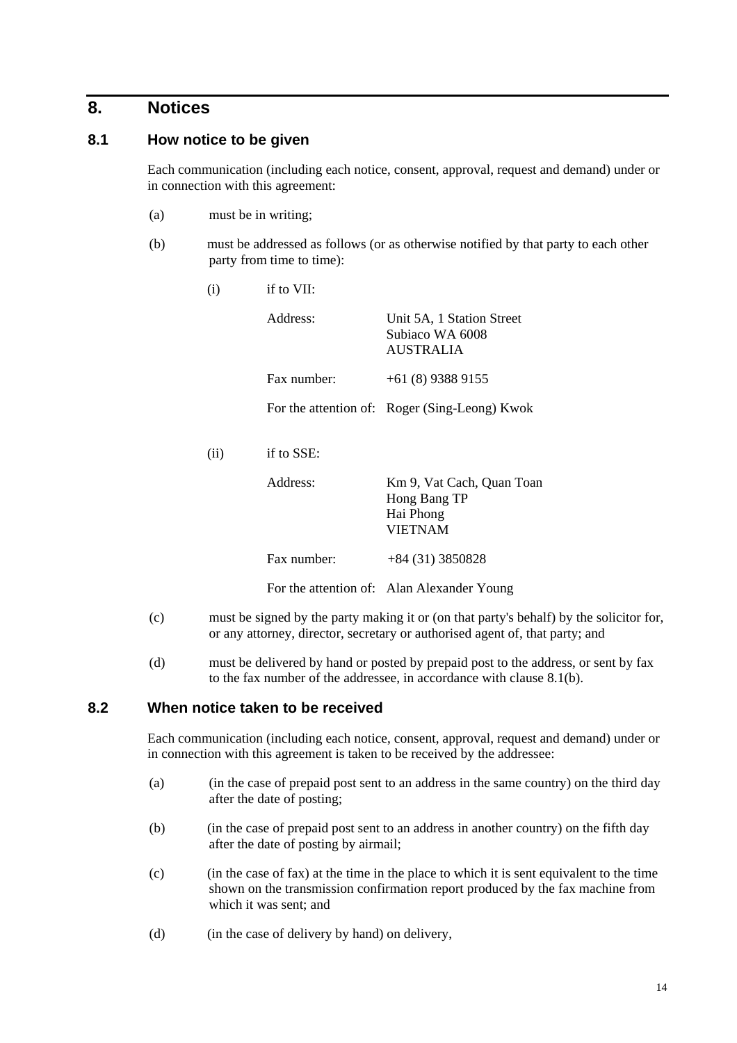## 8. Notices

### 8.1 How notice to be given

Each communication (including each notice, consent, approval, request and demand) under or in connection with this agreement:

(a) must be in writing;

(b) must be addressed as follows (or as otherwise notified by that party to each other party from time to time):

(i) if to VII:

| | |
|---|---|
| Address: | Unit 5A, 1 Station Street<br>Subiaco WA 6008<br>AUSTRALIA |
| Fax number: | +61 (8) 9388 9155 |
| For the attention of: | Roger (Sing-Leong) Kwok |

(ii) if to SSE:

| | |
|---|---|
| Address: | Km 9, Vat Cach, Quan Toan<br>Hong Bang TP<br>Hai Phong<br>VIETNAM |
| Fax number: | +84 (31) 3850828 |
| For the attention of: | Alan Alexander Young |

(c) must be signed by the party making it or (on that party's behalf) by the solicitor for, or any attorney, director, secretary or authorised agent of, that party; and

(d) must be delivered by hand or posted by prepaid post to the address, or sent by fax to the fax number of the addressee, in accordance with clause 8.1(b).

### 8.2 When notice taken to be received

Each communication (including each notice, consent, approval, request and demand) under or in connection with this agreement is taken to be received by the addressee:

(a) (in the case of prepaid post sent to an address in the same country) on the third day after the date of posting;

(b) (in the case of prepaid post sent to an address in another country) on the fifth day after the date of posting by airmail;

(c) (in the case of fax) at the time in the place to which it is sent equivalent to the time shown on the transmission confirmation report produced by the fax machine from which it was sent; and

(d) (in the case of delivery by hand) on delivery,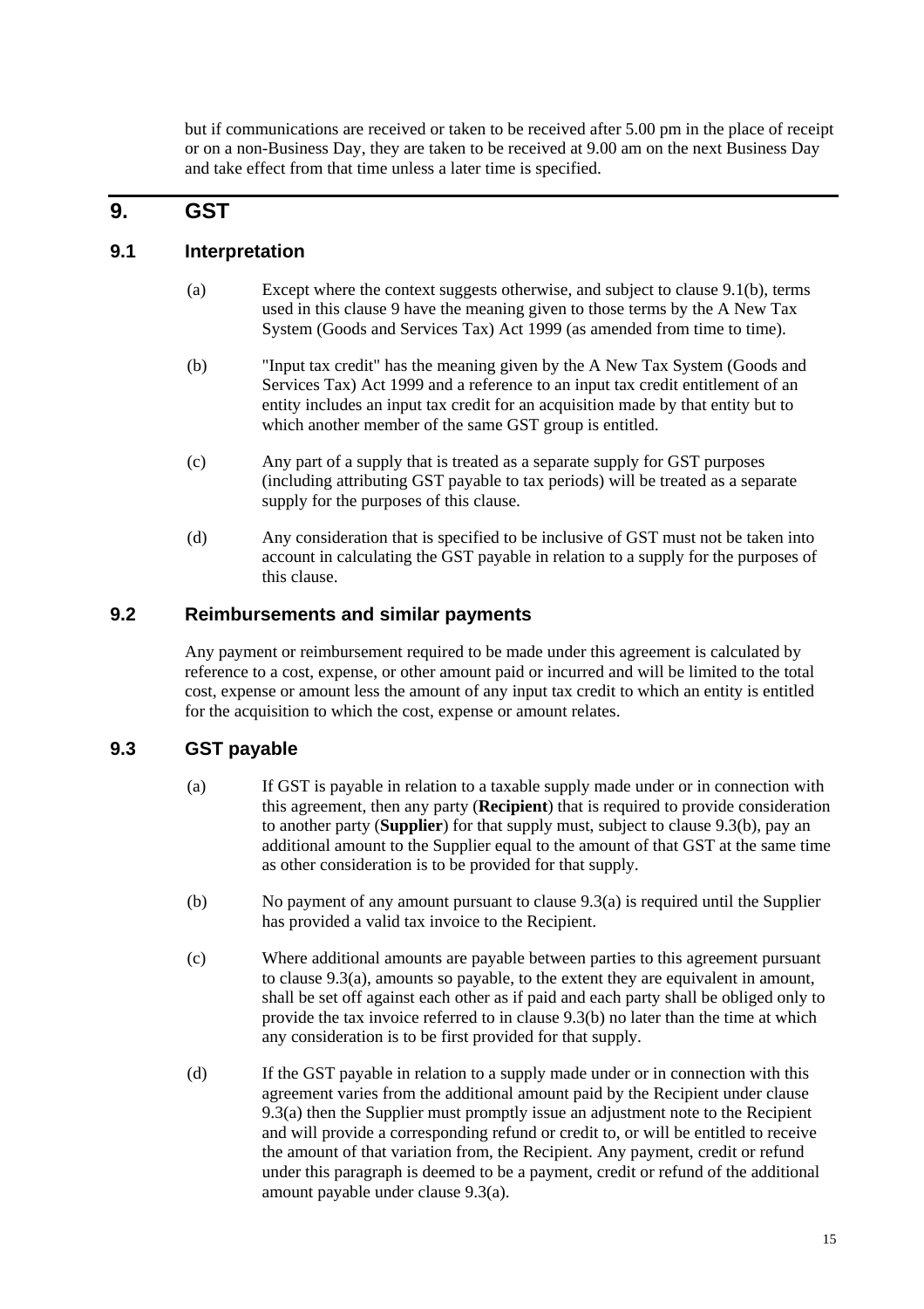but if communications are received or taken to be received after 5.00 pm in the place of receipt or on a non-Business Day, they are taken to be received at 9.00 am on the next Business Day and take effect from that time unless a later time is specified.

# 9. GST

## 9.1 Interpretation

(a) Except where the context suggests otherwise, and subject to clause 9.1(b), terms used in this clause 9 have the meaning given to those terms by the A New Tax System (Goods and Services Tax) Act 1999 (as amended from time to time).

(b) "Input tax credit" has the meaning given by the A New Tax System (Goods and Services Tax) Act 1999 and a reference to an input tax credit entitlement of an entity includes an input tax credit for an acquisition made by that entity but to which another member of the same GST group is entitled.

(c) Any part of a supply that is treated as a separate supply for GST purposes (including attributing GST payable to tax periods) will be treated as a separate supply for the purposes of this clause.

(d) Any consideration that is specified to be inclusive of GST must not be taken into account in calculating the GST payable in relation to a supply for the purposes of this clause.

## 9.2 Reimbursements and similar payments

Any payment or reimbursement required to be made under this agreement is calculated by reference to a cost, expense, or other amount paid or incurred and will be limited to the total cost, expense or amount less the amount of any input tax credit to which an entity is entitled for the acquisition to which the cost, expense or amount relates.

## 9.3 GST payable

(a) If GST is payable in relation to a taxable supply made under or in connection with this agreement, then any party (**Recipient**) that is required to provide consideration to another party (**Supplier**) for that supply must, subject to clause 9.3(b), pay an additional amount to the Supplier equal to the amount of that GST at the same time as other consideration is to be provided for that supply.

(b) No payment of any amount pursuant to clause 9.3(a) is required until the Supplier has provided a valid tax invoice to the Recipient.

(c) Where additional amounts are payable between parties to this agreement pursuant to clause 9.3(a), amounts so payable, to the extent they are equivalent in amount, shall be set off against each other as if paid and each party shall be obliged only to provide the tax invoice referred to in clause 9.3(b) no later than the time at which any consideration is to be first provided for that supply.

(d) If the GST payable in relation to a supply made under or in connection with this agreement varies from the additional amount paid by the Recipient under clause 9.3(a) then the Supplier must promptly issue an adjustment note to the Recipient and will provide a corresponding refund or credit to, or will be entitled to receive the amount of that variation from, the Recipient. Any payment, credit or refund under this paragraph is deemed to be a payment, credit or refund of the additional amount payable under clause 9.3(a).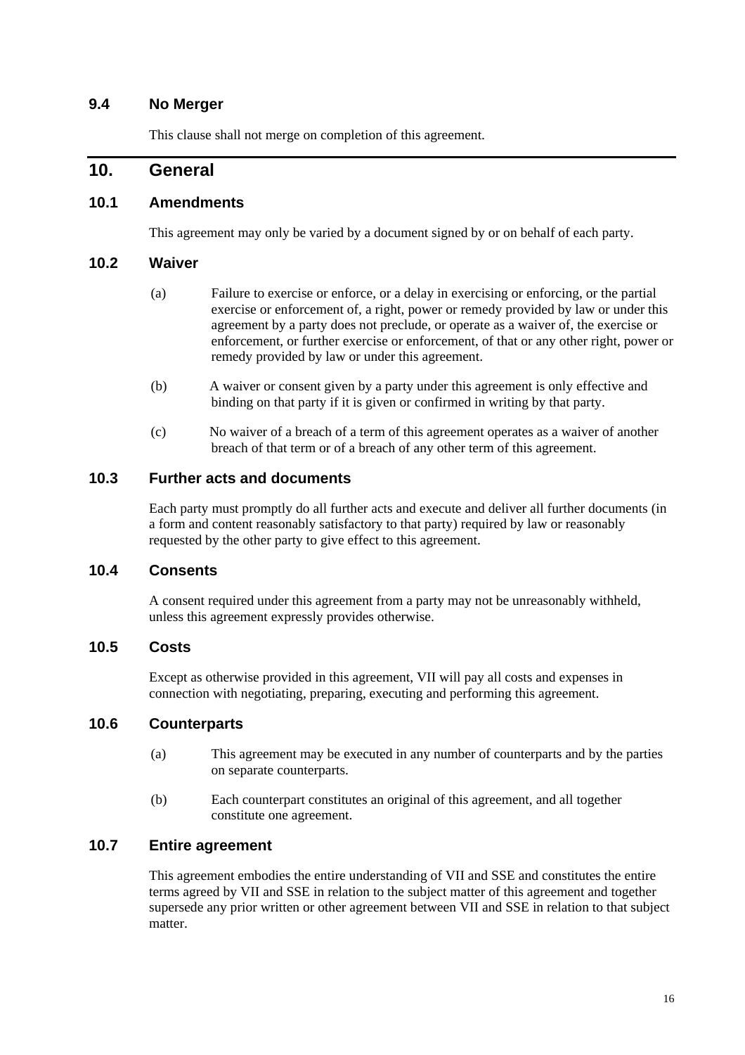### 9.4 No Merger

This clause shall not merge on completion of this agreement.

## 10. General

### 10.1 Amendments

This agreement may only be varied by a document signed by or on behalf of each party.

### 10.2 Waiver

(a) Failure to exercise or enforce, or a delay in exercising or enforcing, or the partial exercise or enforcement of, a right, power or remedy provided by law or under this agreement by a party does not preclude, or operate as a waiver of, the exercise or enforcement, or further exercise or enforcement, of that or any other right, power or remedy provided by law or under this agreement.

(b) A waiver or consent given by a party under this agreement is only effective and binding on that party if it is given or confirmed in writing by that party.

(c) No waiver of a breach of a term of this agreement operates as a waiver of another breach of that term or of a breach of any other term of this agreement.

### 10.3 Further acts and documents

Each party must promptly do all further acts and execute and deliver all further documents (in a form and content reasonably satisfactory to that party) required by law or reasonably requested by the other party to give effect to this agreement.

### 10.4 Consents

A consent required under this agreement from a party may not be unreasonably withheld, unless this agreement expressly provides otherwise.

### 10.5 Costs

Except as otherwise provided in this agreement, VII will pay all costs and expenses in connection with negotiating, preparing, executing and performing this agreement.

### 10.6 Counterparts

(a) This agreement may be executed in any number of counterparts and by the parties on separate counterparts.

(b) Each counterpart constitutes an original of this agreement, and all together constitute one agreement.

### 10.7 Entire agreement

This agreement embodies the entire understanding of VII and SSE and constitutes the entire terms agreed by VII and SSE in relation to the subject matter of this agreement and together supersede any prior written or other agreement between VII and SSE in relation to that subject matter.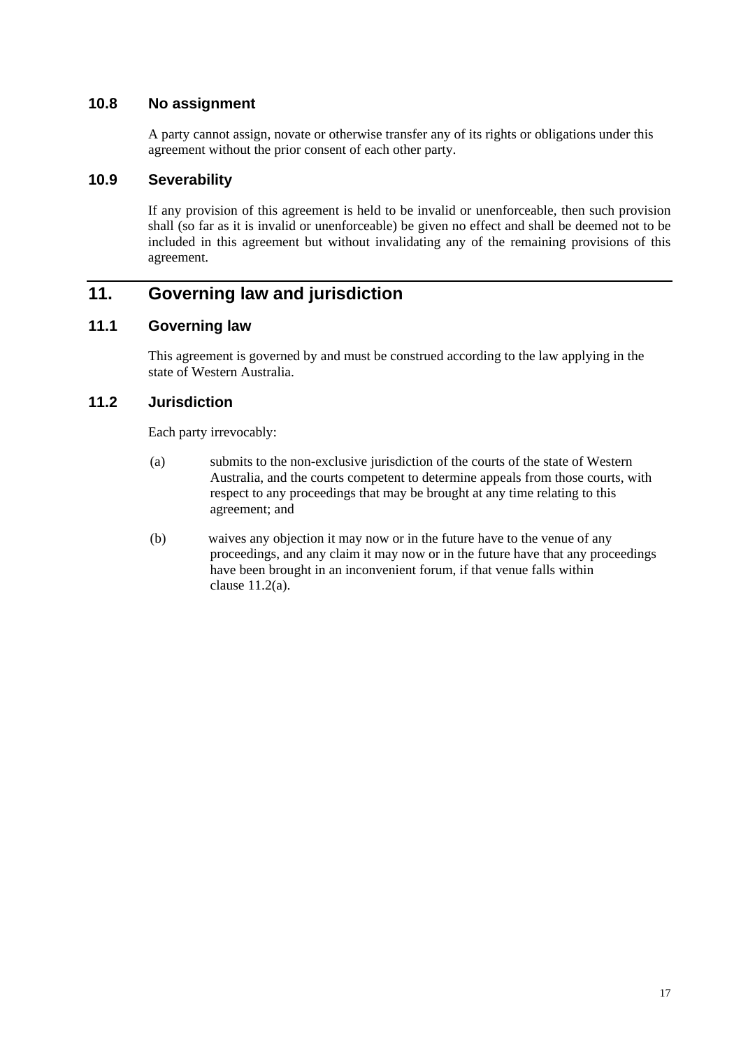### 10.8 No assignment

A party cannot assign, novate or otherwise transfer any of its rights or obligations under this agreement without the prior consent of each other party.

### 10.9 Severability

If any provision of this agreement is held to be invalid or unenforceable, then such provision shall (so far as it is invalid or unenforceable) be given no effect and shall be deemed not to be included in this agreement but without invalidating any of the remaining provisions of this agreement.

## 11. Governing law and jurisdiction

### 11.1 Governing law

This agreement is governed by and must be construed according to the law applying in the state of Western Australia.

### 11.2 Jurisdiction

Each party irrevocably:

(a) submits to the non-exclusive jurisdiction of the courts of the state of Western Australia, and the courts competent to determine appeals from those courts, with respect to any proceedings that may be brought at any time relating to this agreement; and

(b) waives any objection it may now or in the future have to the venue of any proceedings, and any claim it may now or in the future have that any proceedings have been brought in an inconvenient forum, if that venue falls within clause 11.2(a).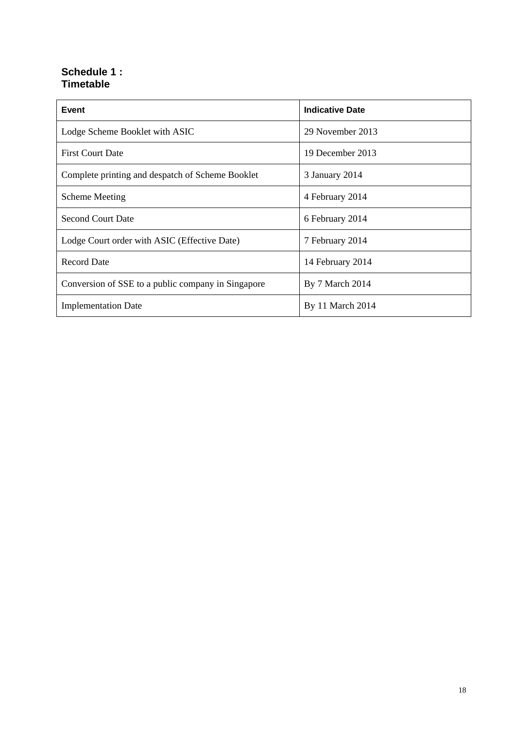## Schedule 1 : Timetable

| Event | Indicative Date |
|---|---|
| Lodge Scheme Booklet with ASIC | 29 November 2013 |
| First Court Date | 19 December 2013 |
| Complete printing and despatch of Scheme Booklet | 3 January 2014 |
| Scheme Meeting | 4 February 2014 |
| Second Court Date | 6 February 2014 |
| Lodge Court order with ASIC (Effective Date) | 7 February 2014 |
| Record Date | 14 February 2014 |
| Conversion of SSE to a public company in Singapore | By 7 March 2014 |
| Implementation Date | By 11 March 2014 |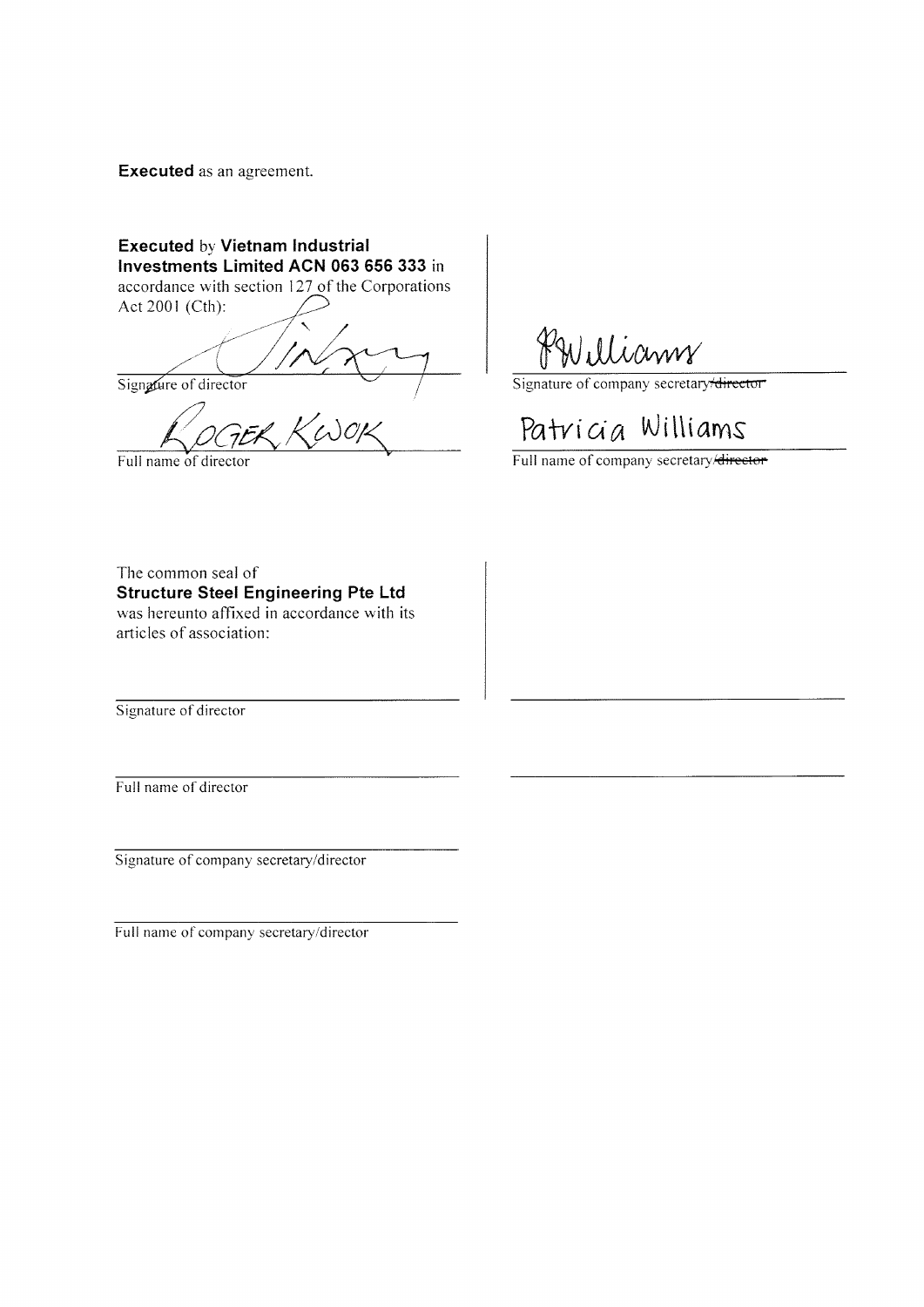**Executed** as an agreement.

**Executed** by **Vietnam Industrial Investments Limited ACN 063 656 333** in accordance with section 127 of the Corporations Act 2001 (Cth):

| | |
|---|---|
| [signature] | [signature] |
| Signature of director | Signature of company secretary/~~director~~ |
| ROGER KWOK | Patricia Williams |
| Full name of director | Full name of company secretary/~~director~~ |

The common seal of **Structure Steel Engineering Pte Ltd** was hereunto affixed in accordance with its articles of association:

Signature of director

Full name of director

Signature of company secretary/director

Full name of company secretary/director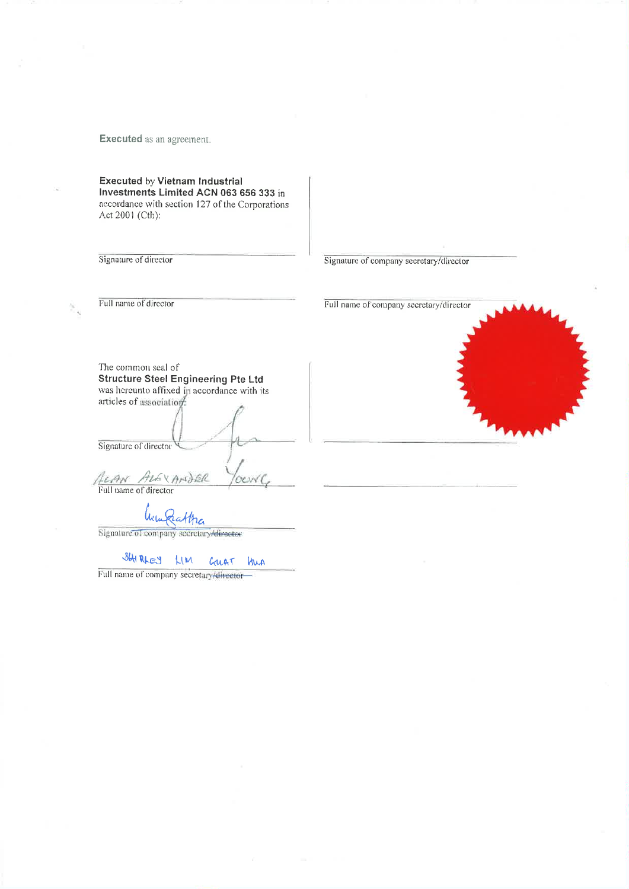**Executed** as an agreement.

| **Executed** by **Vietnam Industrial Investments Limited ACN 063 656 333** in accordance with section 127 of the Corporations Act 2001 (Cth): | |
|---|---|
| Signature of director | Signature of company secretary/director |
| Full name of director | Full name of company secretary/director |

| The common seal of **Structure Steel Engineering Pte Ltd** was hereunto affixed in accordance with its articles of association: | |
|---|---|
| Signature of director | |
| ALAN ALEXANDER YOUNG<br>Full name of director | |
| Signature of company secretary/~~director~~ | |
| SHIRLEY LIM GUAT HUA<br>Full name of company secretary/~~director~~ | |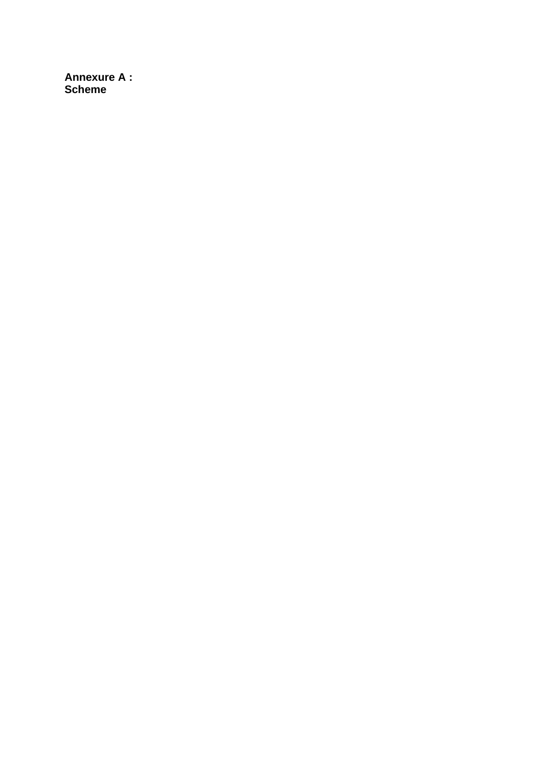**Annexure A :**
**Scheme**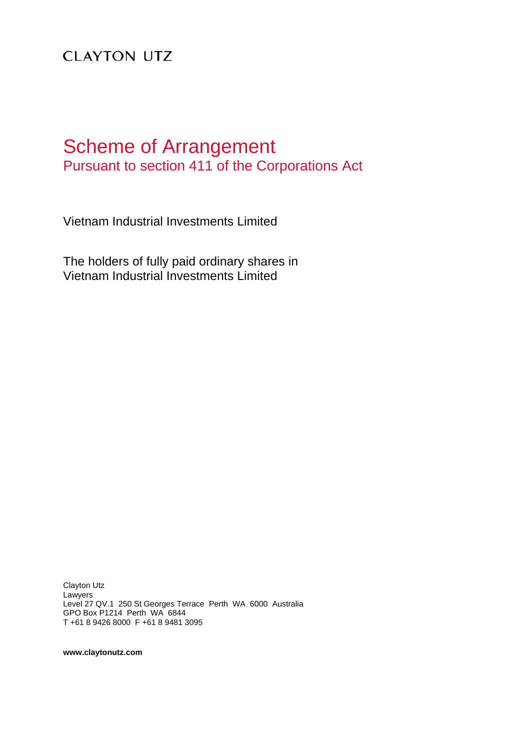CLAYTON UTZ

# Scheme of Arrangement

## Pursuant to section 411 of the Corporations Act

Vietnam Industrial Investments Limited

The holders of fully paid ordinary shares in
Vietnam Industrial Investments Limited

Clayton Utz
Lawyers
Level 27 QV.1  250 St Georges Terrace  Perth  WA  6000  Australia
GPO Box P1214  Perth  WA  6844
T +61 8 9426 8000  F +61 8 9481 3095

**www.claytonutz.com**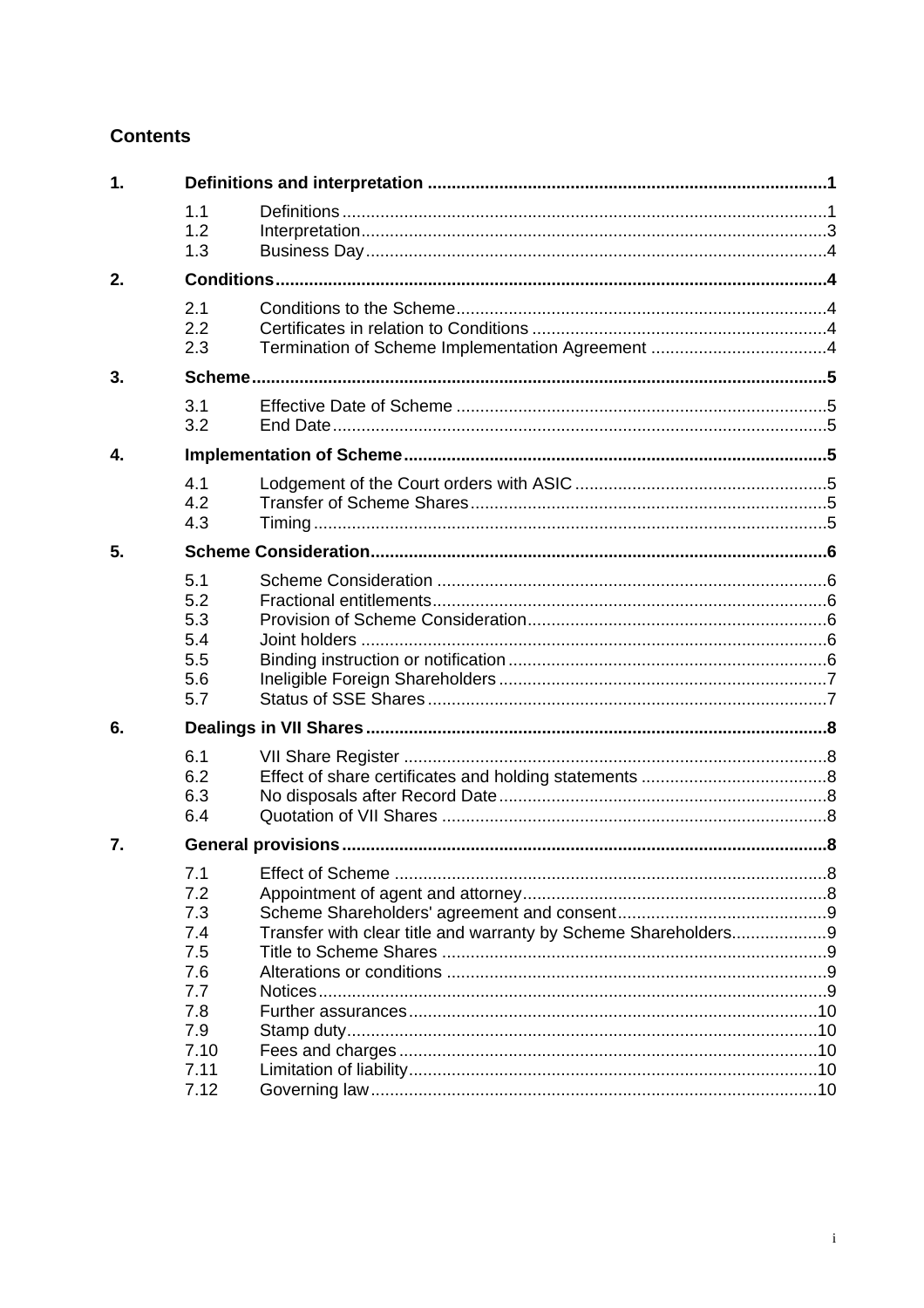## Contents

| | | | |
|---|---|---|---|
| **1.** | **Definitions and interpretation** | | **1** |
| | 1.1 | Definitions | 1 |
| | 1.2 | Interpretation | 3 |
| | 1.3 | Business Day | 4 |
| **2.** | **Conditions** | | **4** |
| | 2.1 | Conditions to the Scheme | 4 |
| | 2.2 | Certificates in relation to Conditions | 4 |
| | 2.3 | Termination of Scheme Implementation Agreement | 4 |
| **3.** | **Scheme** | | **5** |
| | 3.1 | Effective Date of Scheme | 5 |
| | 3.2 | End Date | 5 |
| **4.** | **Implementation of Scheme** | | **5** |
| | 4.1 | Lodgement of the Court orders with ASIC | 5 |
| | 4.2 | Transfer of Scheme Shares | 5 |
| | 4.3 | Timing | 5 |
| **5.** | **Scheme Consideration** | | **6** |
| | 5.1 | Scheme Consideration | 6 |
| | 5.2 | Fractional entitlements | 6 |
| | 5.3 | Provision of Scheme Consideration | 6 |
| | 5.4 | Joint holders | 6 |
| | 5.5 | Binding instruction or notification | 6 |
| | 5.6 | Ineligible Foreign Shareholders | 7 |
| | 5.7 | Status of SSE Shares | 7 |
| **6.** | **Dealings in VII Shares** | | **8** |
| | 6.1 | VII Share Register | 8 |
| | 6.2 | Effect of share certificates and holding statements | 8 |
| | 6.3 | No disposals after Record Date | 8 |
| | 6.4 | Quotation of VII Shares | 8 |
| **7.** | **General provisions** | | **8** |
| | 7.1 | Effect of Scheme | 8 |
| | 7.2 | Appointment of agent and attorney | 8 |
| | 7.3 | Scheme Shareholders' agreement and consent | 9 |
| | 7.4 | Transfer with clear title and warranty by Scheme Shareholders | 9 |
| | 7.5 | Title to Scheme Shares | 9 |
| | 7.6 | Alterations or conditions | 9 |
| | 7.7 | Notices | 9 |
| | 7.8 | Further assurances | 10 |
| | 7.9 | Stamp duty | 10 |
| | 7.10 | Fees and charges | 10 |
| | 7.11 | Limitation of liability | 10 |
| | 7.12 | Governing law | 10 |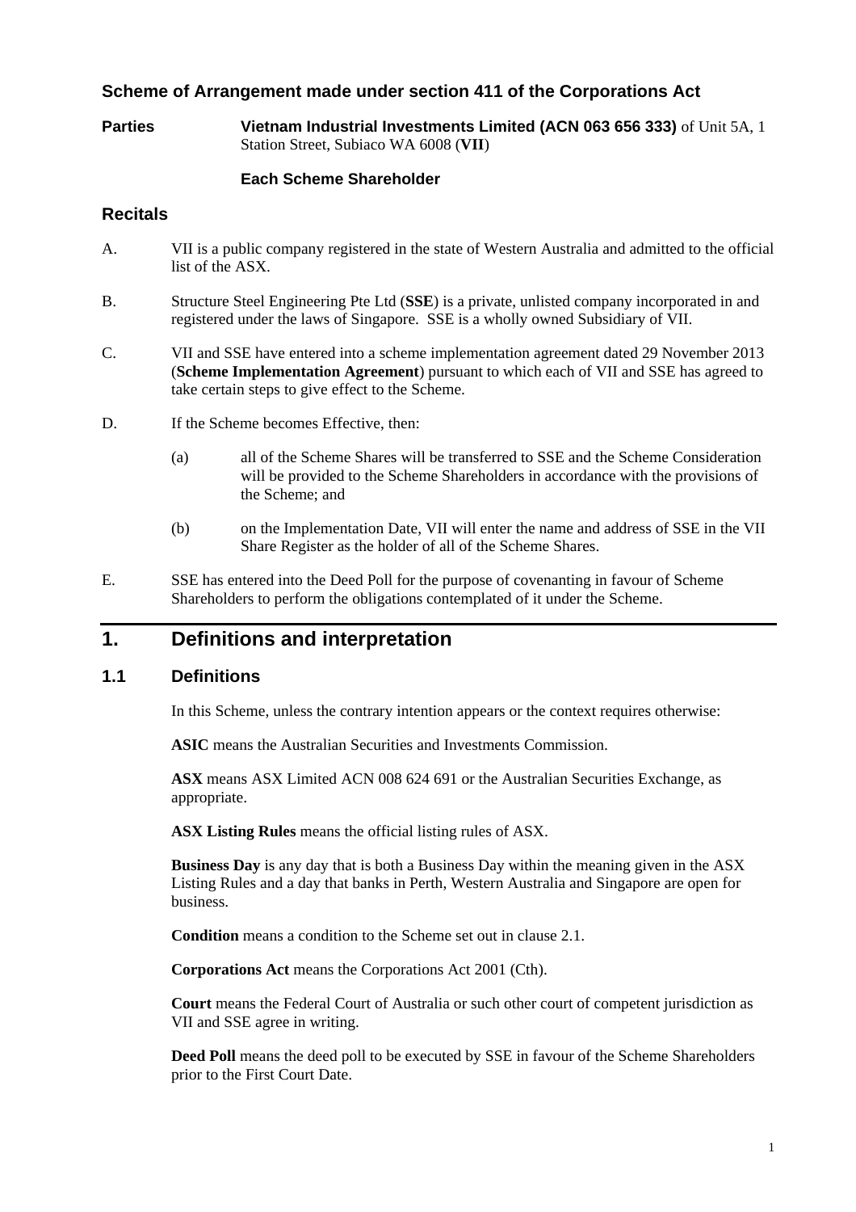## Scheme of Arrangement made under section 411 of the Corporations Act

**Parties** **Vietnam Industrial Investments Limited (ACN 063 656 333)** of Unit 5A, 1 Station Street, Subiaco WA 6008 (**VII**)

**Each Scheme Shareholder**

## Recitals

A. VII is a public company registered in the state of Western Australia and admitted to the official list of the ASX.

B. Structure Steel Engineering Pte Ltd (**SSE**) is a private, unlisted company incorporated in and registered under the laws of Singapore. SSE is a wholly owned Subsidiary of VII.

C. VII and SSE have entered into a scheme implementation agreement dated 29 November 2013 (**Scheme Implementation Agreement**) pursuant to which each of VII and SSE has agreed to take certain steps to give effect to the Scheme.

D. If the Scheme becomes Effective, then:

(a) all of the Scheme Shares will be transferred to SSE and the Scheme Consideration will be provided to the Scheme Shareholders in accordance with the provisions of the Scheme; and

(b) on the Implementation Date, VII will enter the name and address of SSE in the VII Share Register as the holder of all of the Scheme Shares.

E. SSE has entered into the Deed Poll for the purpose of covenanting in favour of Scheme Shareholders to perform the obligations contemplated of it under the Scheme.

# 1. Definitions and interpretation

## 1.1 Definitions

In this Scheme, unless the contrary intention appears or the context requires otherwise:

**ASIC** means the Australian Securities and Investments Commission.

**ASX** means ASX Limited ACN 008 624 691 or the Australian Securities Exchange, as appropriate.

**ASX Listing Rules** means the official listing rules of ASX.

**Business Day** is any day that is both a Business Day within the meaning given in the ASX Listing Rules and a day that banks in Perth, Western Australia and Singapore are open for business.

**Condition** means a condition to the Scheme set out in clause 2.1.

**Corporations Act** means the Corporations Act 2001 (Cth).

**Court** means the Federal Court of Australia or such other court of competent jurisdiction as VII and SSE agree in writing.

**Deed Poll** means the deed poll to be executed by SSE in favour of the Scheme Shareholders prior to the First Court Date.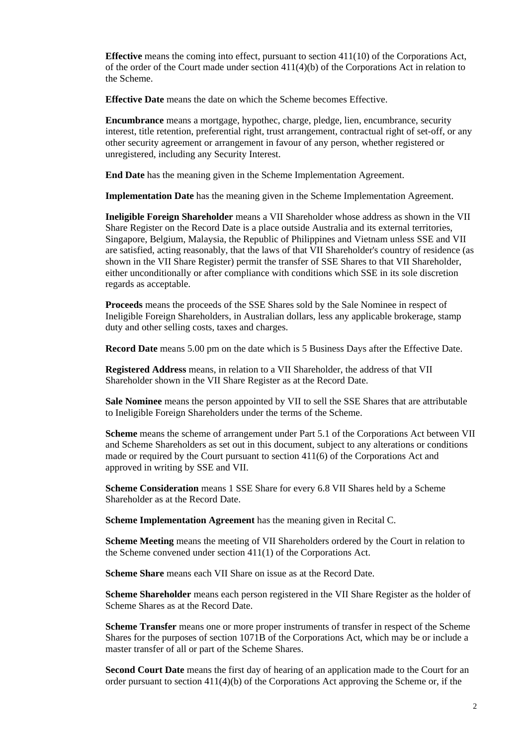**Effective** means the coming into effect, pursuant to section 411(10) of the Corporations Act, of the order of the Court made under section 411(4)(b) of the Corporations Act in relation to the Scheme.

**Effective Date** means the date on which the Scheme becomes Effective.

**Encumbrance** means a mortgage, hypothec, charge, pledge, lien, encumbrance, security interest, title retention, preferential right, trust arrangement, contractual right of set-off, or any other security agreement or arrangement in favour of any person, whether registered or unregistered, including any Security Interest.

**End Date** has the meaning given in the Scheme Implementation Agreement.

**Implementation Date** has the meaning given in the Scheme Implementation Agreement.

**Ineligible Foreign Shareholder** means a VII Shareholder whose address as shown in the VII Share Register on the Record Date is a place outside Australia and its external territories, Singapore, Belgium, Malaysia, the Republic of Philippines and Vietnam unless SSE and VII are satisfied, acting reasonably, that the laws of that VII Shareholder's country of residence (as shown in the VII Share Register) permit the transfer of SSE Shares to that VII Shareholder, either unconditionally or after compliance with conditions which SSE in its sole discretion regards as acceptable.

**Proceeds** means the proceeds of the SSE Shares sold by the Sale Nominee in respect of Ineligible Foreign Shareholders, in Australian dollars, less any applicable brokerage, stamp duty and other selling costs, taxes and charges.

**Record Date** means 5.00 pm on the date which is 5 Business Days after the Effective Date.

**Registered Address** means, in relation to a VII Shareholder, the address of that VII Shareholder shown in the VII Share Register as at the Record Date.

**Sale Nominee** means the person appointed by VII to sell the SSE Shares that are attributable to Ineligible Foreign Shareholders under the terms of the Scheme.

**Scheme** means the scheme of arrangement under Part 5.1 of the Corporations Act between VII and Scheme Shareholders as set out in this document, subject to any alterations or conditions made or required by the Court pursuant to section 411(6) of the Corporations Act and approved in writing by SSE and VII.

**Scheme Consideration** means 1 SSE Share for every 6.8 VII Shares held by a Scheme Shareholder as at the Record Date.

**Scheme Implementation Agreement** has the meaning given in Recital C.

**Scheme Meeting** means the meeting of VII Shareholders ordered by the Court in relation to the Scheme convened under section 411(1) of the Corporations Act.

**Scheme Share** means each VII Share on issue as at the Record Date.

**Scheme Shareholder** means each person registered in the VII Share Register as the holder of Scheme Shares as at the Record Date.

**Scheme Transfer** means one or more proper instruments of transfer in respect of the Scheme Shares for the purposes of section 1071B of the Corporations Act, which may be or include a master transfer of all or part of the Scheme Shares.

**Second Court Date** means the first day of hearing of an application made to the Court for an order pursuant to section 411(4)(b) of the Corporations Act approving the Scheme or, if the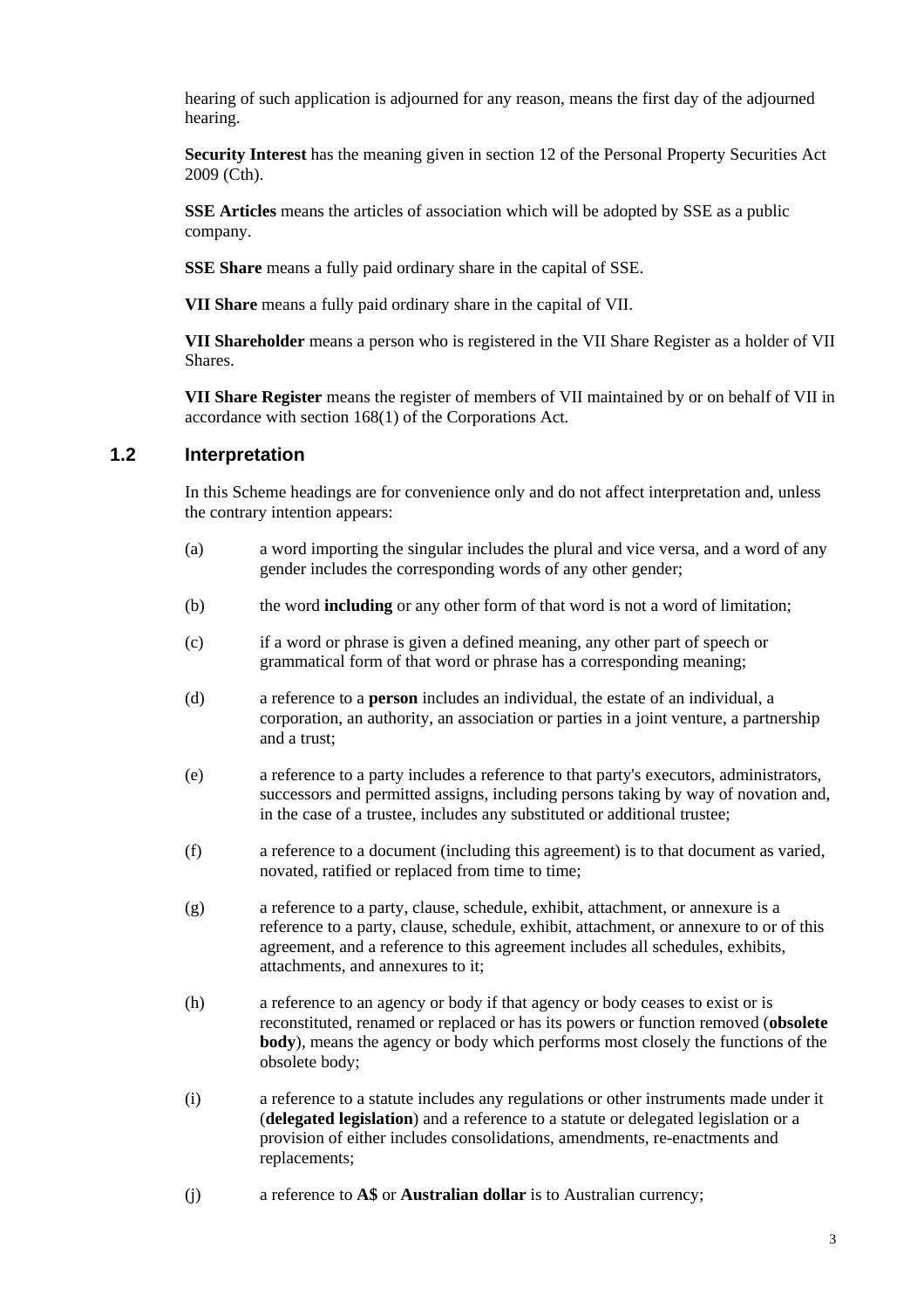hearing of such application is adjourned for any reason, means the first day of the adjourned hearing.

**Security Interest** has the meaning given in section 12 of the Personal Property Securities Act 2009 (Cth).

**SSE Articles** means the articles of association which will be adopted by SSE as a public company.

**SSE Share** means a fully paid ordinary share in the capital of SSE.

**VII Share** means a fully paid ordinary share in the capital of VII.

**VII Shareholder** means a person who is registered in the VII Share Register as a holder of VII Shares.

**VII Share Register** means the register of members of VII maintained by or on behalf of VII in accordance with section 168(1) of the Corporations Act.

## 1.2 Interpretation

In this Scheme headings are for convenience only and do not affect interpretation and, unless the contrary intention appears:

(a) a word importing the singular includes the plural and vice versa, and a word of any gender includes the corresponding words of any other gender;

(b) the word **including** or any other form of that word is not a word of limitation;

(c) if a word or phrase is given a defined meaning, any other part of speech or grammatical form of that word or phrase has a corresponding meaning;

(d) a reference to a **person** includes an individual, the estate of an individual, a corporation, an authority, an association or parties in a joint venture, a partnership and a trust;

(e) a reference to a party includes a reference to that party's executors, administrators, successors and permitted assigns, including persons taking by way of novation and, in the case of a trustee, includes any substituted or additional trustee;

(f) a reference to a document (including this agreement) is to that document as varied, novated, ratified or replaced from time to time;

(g) a reference to a party, clause, schedule, exhibit, attachment, or annexure is a reference to a party, clause, schedule, exhibit, attachment, or annexure to or of this agreement, and a reference to this agreement includes all schedules, exhibits, attachments, and annexures to it;

(h) a reference to an agency or body if that agency or body ceases to exist or is reconstituted, renamed or replaced or has its powers or function removed (**obsolete body**), means the agency or body which performs most closely the functions of the obsolete body;

(i) a reference to a statute includes any regulations or other instruments made under it (**delegated legislation**) and a reference to a statute or delegated legislation or a provision of either includes consolidations, amendments, re-enactments and replacements;

(j) a reference to **A$** or **Australian dollar** is to Australian currency;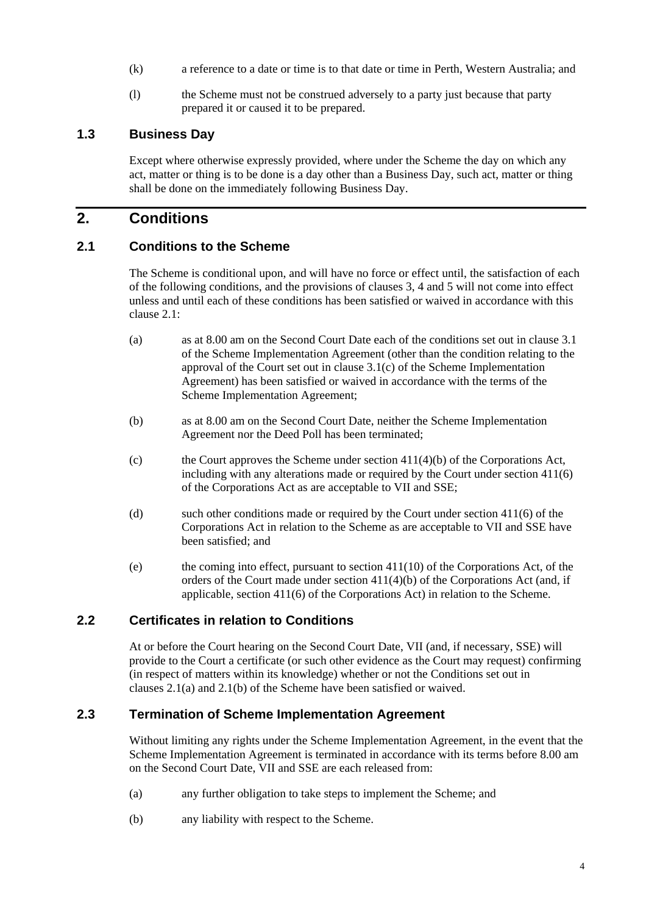(k) a reference to a date or time is to that date or time in Perth, Western Australia; and

(l) the Scheme must not be construed adversely to a party just because that party prepared it or caused it to be prepared.

### 1.3 Business Day

Except where otherwise expressly provided, where under the Scheme the day on which any act, matter or thing is to be done is a day other than a Business Day, such act, matter or thing shall be done on the immediately following Business Day.

## 2. Conditions

### 2.1 Conditions to the Scheme

The Scheme is conditional upon, and will have no force or effect until, the satisfaction of each of the following conditions, and the provisions of clauses 3, 4 and 5 will not come into effect unless and until each of these conditions has been satisfied or waived in accordance with this clause 2.1:

(a) as at 8.00 am on the Second Court Date each of the conditions set out in clause 3.1 of the Scheme Implementation Agreement (other than the condition relating to the approval of the Court set out in clause 3.1(c) of the Scheme Implementation Agreement) has been satisfied or waived in accordance with the terms of the Scheme Implementation Agreement;

(b) as at 8.00 am on the Second Court Date, neither the Scheme Implementation Agreement nor the Deed Poll has been terminated;

(c) the Court approves the Scheme under section 411(4)(b) of the Corporations Act, including with any alterations made or required by the Court under section 411(6) of the Corporations Act as are acceptable to VII and SSE;

(d) such other conditions made or required by the Court under section 411(6) of the Corporations Act in relation to the Scheme as are acceptable to VII and SSE have been satisfied; and

(e) the coming into effect, pursuant to section 411(10) of the Corporations Act, of the orders of the Court made under section 411(4)(b) of the Corporations Act (and, if applicable, section 411(6) of the Corporations Act) in relation to the Scheme.

### 2.2 Certificates in relation to Conditions

At or before the Court hearing on the Second Court Date, VII (and, if necessary, SSE) will provide to the Court a certificate (or such other evidence as the Court may request) confirming (in respect of matters within its knowledge) whether or not the Conditions set out in clauses 2.1(a) and 2.1(b) of the Scheme have been satisfied or waived.

### 2.3 Termination of Scheme Implementation Agreement

Without limiting any rights under the Scheme Implementation Agreement, in the event that the Scheme Implementation Agreement is terminated in accordance with its terms before 8.00 am on the Second Court Date, VII and SSE are each released from:

(a) any further obligation to take steps to implement the Scheme; and

(b) any liability with respect to the Scheme.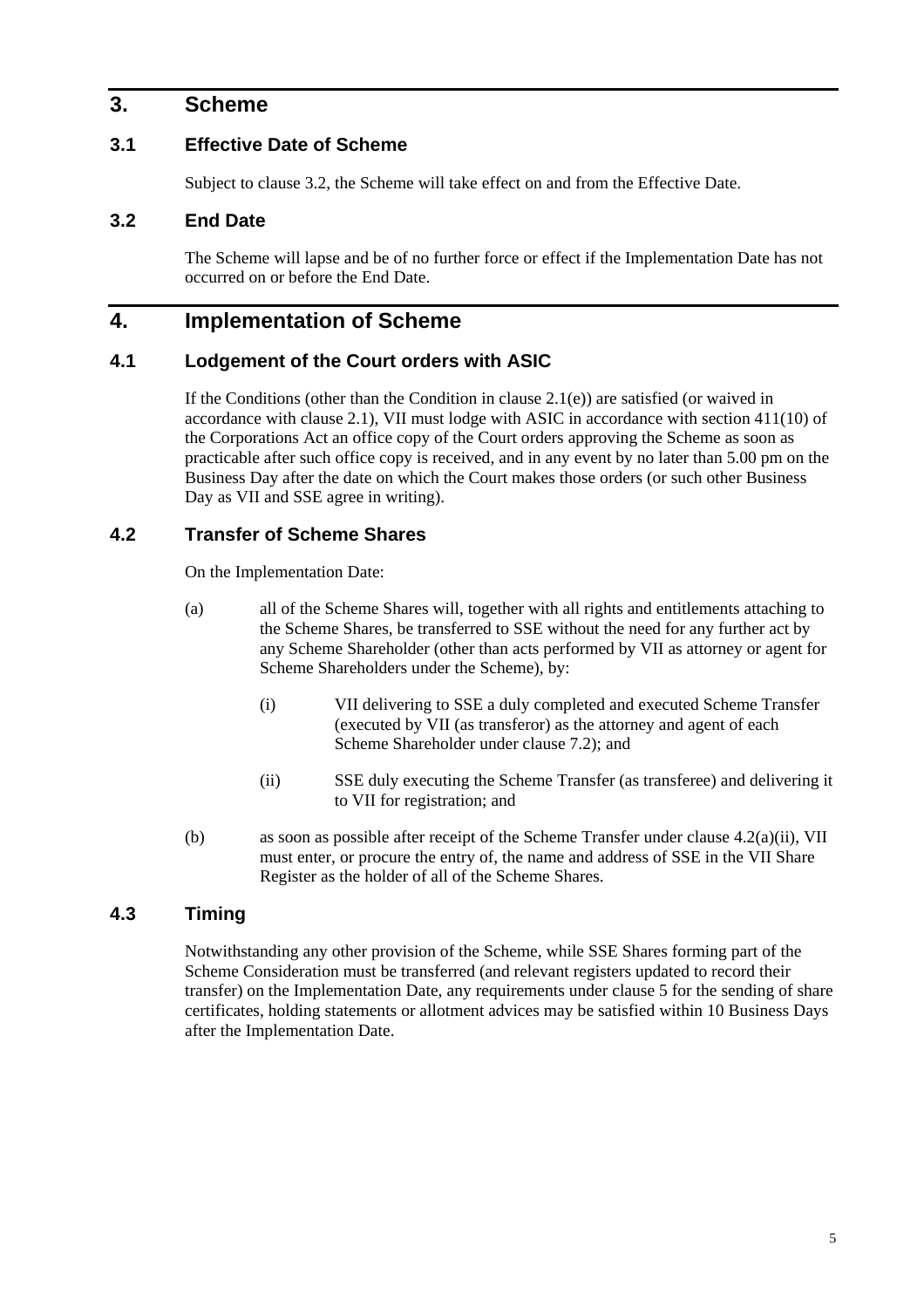# 3. Scheme

## 3.1 Effective Date of Scheme

Subject to clause 3.2, the Scheme will take effect on and from the Effective Date.

## 3.2 End Date

The Scheme will lapse and be of no further force or effect if the Implementation Date has not occurred on or before the End Date.

# 4. Implementation of Scheme

## 4.1 Lodgement of the Court orders with ASIC

If the Conditions (other than the Condition in clause 2.1(e)) are satisfied (or waived in accordance with clause 2.1), VII must lodge with ASIC in accordance with section 411(10) of the Corporations Act an office copy of the Court orders approving the Scheme as soon as practicable after such office copy is received, and in any event by no later than 5.00 pm on the Business Day after the date on which the Court makes those orders (or such other Business Day as VII and SSE agree in writing).

## 4.2 Transfer of Scheme Shares

On the Implementation Date:

(a) all of the Scheme Shares will, together with all rights and entitlements attaching to the Scheme Shares, be transferred to SSE without the need for any further act by any Scheme Shareholder (other than acts performed by VII as attorney or agent for Scheme Shareholders under the Scheme), by:

   (i) VII delivering to SSE a duly completed and executed Scheme Transfer (executed by VII (as transferor) as the attorney and agent of each Scheme Shareholder under clause 7.2); and

   (ii) SSE duly executing the Scheme Transfer (as transferee) and delivering it to VII for registration; and

(b) as soon as possible after receipt of the Scheme Transfer under clause 4.2(a)(ii), VII must enter, or procure the entry of, the name and address of SSE in the VII Share Register as the holder of all of the Scheme Shares.

## 4.3 Timing

Notwithstanding any other provision of the Scheme, while SSE Shares forming part of the Scheme Consideration must be transferred (and relevant registers updated to record their transfer) on the Implementation Date, any requirements under clause 5 for the sending of share certificates, holding statements or allotment advices may be satisfied within 10 Business Days after the Implementation Date.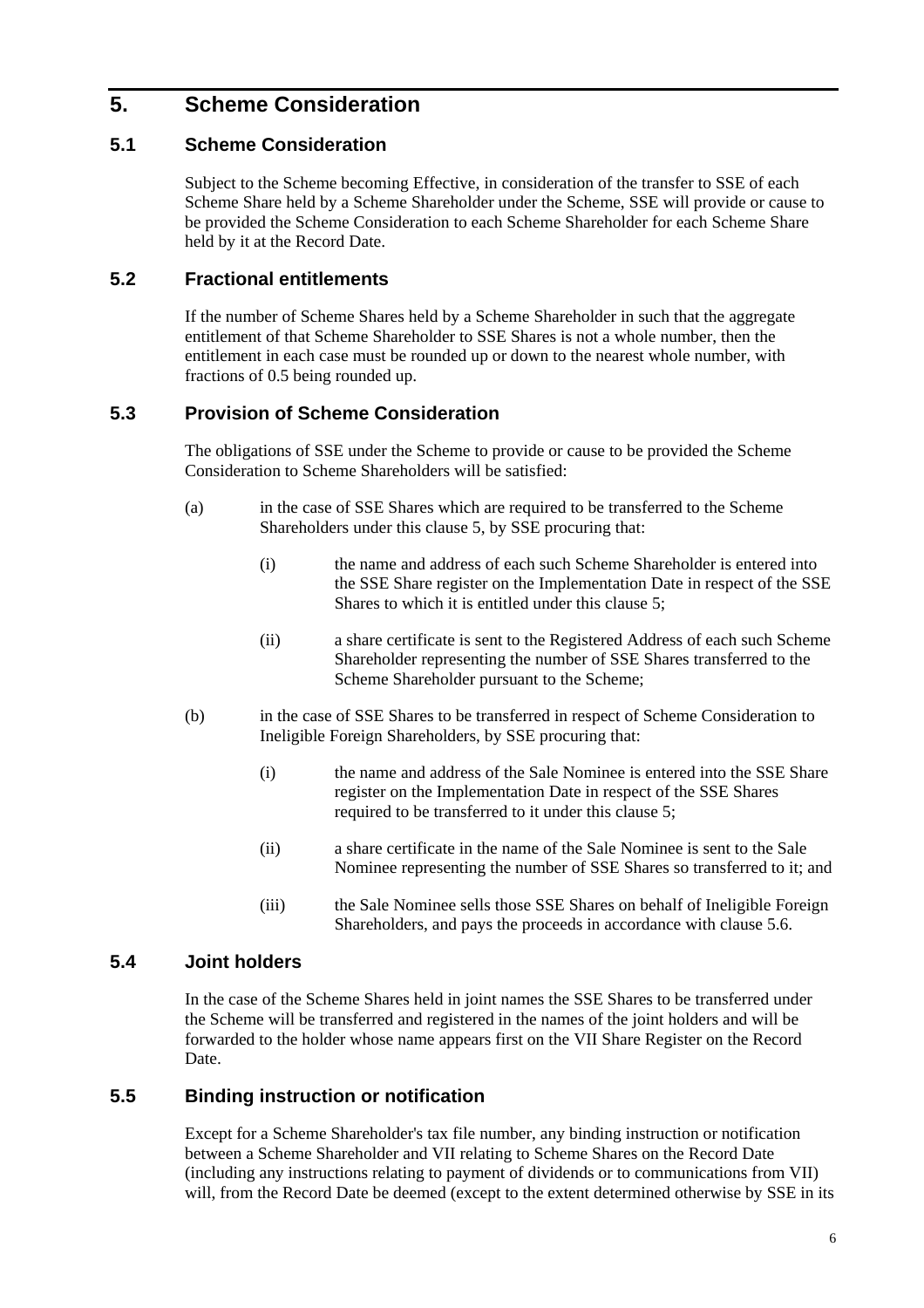# 5. Scheme Consideration

## 5.1 Scheme Consideration

Subject to the Scheme becoming Effective, in consideration of the transfer to SSE of each Scheme Share held by a Scheme Shareholder under the Scheme, SSE will provide or cause to be provided the Scheme Consideration to each Scheme Shareholder for each Scheme Share held by it at the Record Date.

## 5.2 Fractional entitlements

If the number of Scheme Shares held by a Scheme Shareholder in such that the aggregate entitlement of that Scheme Shareholder to SSE Shares is not a whole number, then the entitlement in each case must be rounded up or down to the nearest whole number, with fractions of 0.5 being rounded up.

## 5.3 Provision of Scheme Consideration

The obligations of SSE under the Scheme to provide or cause to be provided the Scheme Consideration to Scheme Shareholders will be satisfied:

(a) in the case of SSE Shares which are required to be transferred to the Scheme Shareholders under this clause 5, by SSE procuring that:

   (i) the name and address of each such Scheme Shareholder is entered into the SSE Share register on the Implementation Date in respect of the SSE Shares to which it is entitled under this clause 5;

   (ii) a share certificate is sent to the Registered Address of each such Scheme Shareholder representing the number of SSE Shares transferred to the Scheme Shareholder pursuant to the Scheme;

(b) in the case of SSE Shares to be transferred in respect of Scheme Consideration to Ineligible Foreign Shareholders, by SSE procuring that:

   (i) the name and address of the Sale Nominee is entered into the SSE Share register on the Implementation Date in respect of the SSE Shares required to be transferred to it under this clause 5;

   (ii) a share certificate in the name of the Sale Nominee is sent to the Sale Nominee representing the number of SSE Shares so transferred to it; and

   (iii) the Sale Nominee sells those SSE Shares on behalf of Ineligible Foreign Shareholders, and pays the proceeds in accordance with clause 5.6.

## 5.4 Joint holders

In the case of the Scheme Shares held in joint names the SSE Shares to be transferred under the Scheme will be transferred and registered in the names of the joint holders and will be forwarded to the holder whose name appears first on the VII Share Register on the Record Date.

## 5.5 Binding instruction or notification

Except for a Scheme Shareholder's tax file number, any binding instruction or notification between a Scheme Shareholder and VII relating to Scheme Shares on the Record Date (including any instructions relating to payment of dividends or to communications from VII) will, from the Record Date be deemed (except to the extent determined otherwise by SSE in its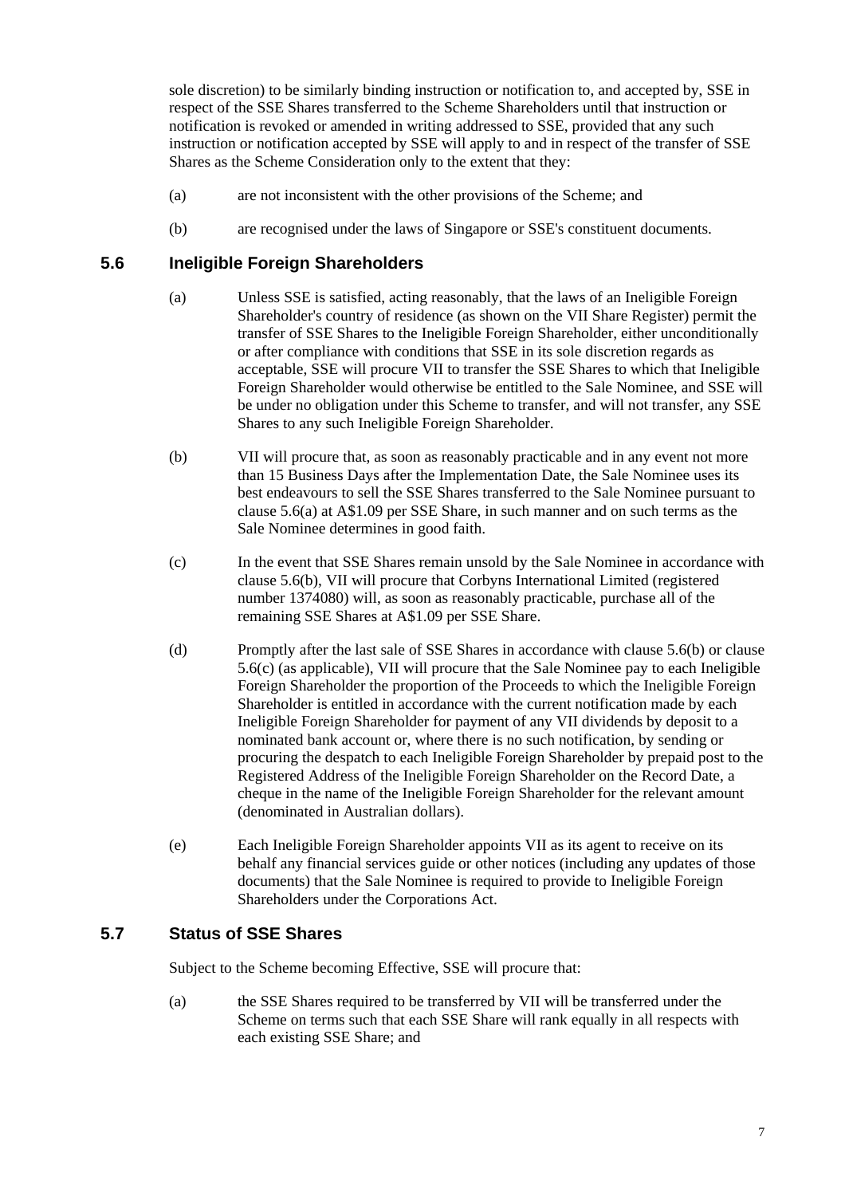sole discretion) to be similarly binding instruction or notification to, and accepted by, SSE in respect of the SSE Shares transferred to the Scheme Shareholders until that instruction or notification is revoked or amended in writing addressed to SSE, provided that any such instruction or notification accepted by SSE will apply to and in respect of the transfer of SSE Shares as the Scheme Consideration only to the extent that they:

(a) are not inconsistent with the other provisions of the Scheme; and

(b) are recognised under the laws of Singapore or SSE's constituent documents.

## 5.6 Ineligible Foreign Shareholders

(a) Unless SSE is satisfied, acting reasonably, that the laws of an Ineligible Foreign Shareholder's country of residence (as shown on the VII Share Register) permit the transfer of SSE Shares to the Ineligible Foreign Shareholder, either unconditionally or after compliance with conditions that SSE in its sole discretion regards as acceptable, SSE will procure VII to transfer the SSE Shares to which that Ineligible Foreign Shareholder would otherwise be entitled to the Sale Nominee, and SSE will be under no obligation under this Scheme to transfer, and will not transfer, any SSE Shares to any such Ineligible Foreign Shareholder.

(b) VII will procure that, as soon as reasonably practicable and in any event not more than 15 Business Days after the Implementation Date, the Sale Nominee uses its best endeavours to sell the SSE Shares transferred to the Sale Nominee pursuant to clause 5.6(a) at A$1.09 per SSE Share, in such manner and on such terms as the Sale Nominee determines in good faith.

(c) In the event that SSE Shares remain unsold by the Sale Nominee in accordance with clause 5.6(b), VII will procure that Corbyns International Limited (registered number 1374080) will, as soon as reasonably practicable, purchase all of the remaining SSE Shares at A$1.09 per SSE Share.

(d) Promptly after the last sale of SSE Shares in accordance with clause 5.6(b) or clause 5.6(c) (as applicable), VII will procure that the Sale Nominee pay to each Ineligible Foreign Shareholder the proportion of the Proceeds to which the Ineligible Foreign Shareholder is entitled in accordance with the current notification made by each Ineligible Foreign Shareholder for payment of any VII dividends by deposit to a nominated bank account or, where there is no such notification, by sending or procuring the despatch to each Ineligible Foreign Shareholder by prepaid post to the Registered Address of the Ineligible Foreign Shareholder on the Record Date, a cheque in the name of the Ineligible Foreign Shareholder for the relevant amount (denominated in Australian dollars).

(e) Each Ineligible Foreign Shareholder appoints VII as its agent to receive on its behalf any financial services guide or other notices (including any updates of those documents) that the Sale Nominee is required to provide to Ineligible Foreign Shareholders under the Corporations Act.

## 5.7 Status of SSE Shares

Subject to the Scheme becoming Effective, SSE will procure that:

(a) the SSE Shares required to be transferred by VII will be transferred under the Scheme on terms such that each SSE Share will rank equally in all respects with each existing SSE Share; and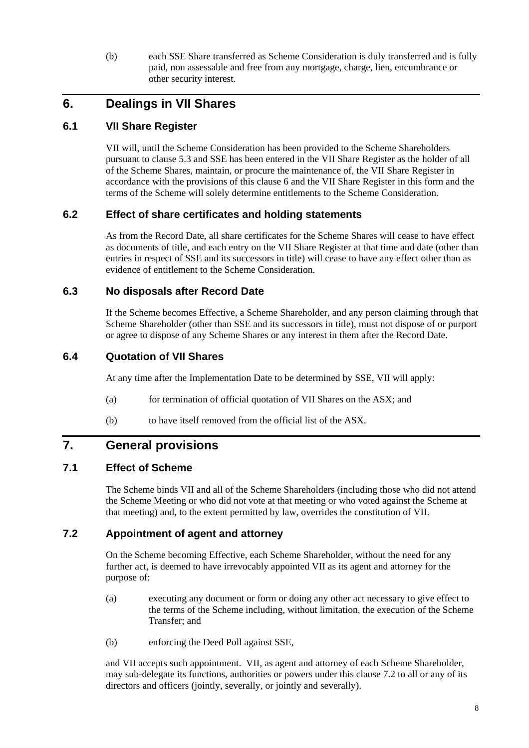(b) each SSE Share transferred as Scheme Consideration is duly transferred and is fully paid, non assessable and free from any mortgage, charge, lien, encumbrance or other security interest.

## 6. Dealings in VII Shares

### 6.1 VII Share Register

VII will, until the Scheme Consideration has been provided to the Scheme Shareholders pursuant to clause 5.3 and SSE has been entered in the VII Share Register as the holder of all of the Scheme Shares, maintain, or procure the maintenance of, the VII Share Register in accordance with the provisions of this clause 6 and the VII Share Register in this form and the terms of the Scheme will solely determine entitlements to the Scheme Consideration.

### 6.2 Effect of share certificates and holding statements

As from the Record Date, all share certificates for the Scheme Shares will cease to have effect as documents of title, and each entry on the VII Share Register at that time and date (other than entries in respect of SSE and its successors in title) will cease to have any effect other than as evidence of entitlement to the Scheme Consideration.

### 6.3 No disposals after Record Date

If the Scheme becomes Effective, a Scheme Shareholder, and any person claiming through that Scheme Shareholder (other than SSE and its successors in title), must not dispose of or purport or agree to dispose of any Scheme Shares or any interest in them after the Record Date.

### 6.4 Quotation of VII Shares

At any time after the Implementation Date to be determined by SSE, VII will apply:

(a) for termination of official quotation of VII Shares on the ASX; and

(b) to have itself removed from the official list of the ASX.

## 7. General provisions

### 7.1 Effect of Scheme

The Scheme binds VII and all of the Scheme Shareholders (including those who did not attend the Scheme Meeting or who did not vote at that meeting or who voted against the Scheme at that meeting) and, to the extent permitted by law, overrides the constitution of VII.

### 7.2 Appointment of agent and attorney

On the Scheme becoming Effective, each Scheme Shareholder, without the need for any further act, is deemed to have irrevocably appointed VII as its agent and attorney for the purpose of:

(a) executing any document or form or doing any other act necessary to give effect to the terms of the Scheme including, without limitation, the execution of the Scheme Transfer; and

(b) enforcing the Deed Poll against SSE,

and VII accepts such appointment. VII, as agent and attorney of each Scheme Shareholder, may sub-delegate its functions, authorities or powers under this clause 7.2 to all or any of its directors and officers (jointly, severally, or jointly and severally).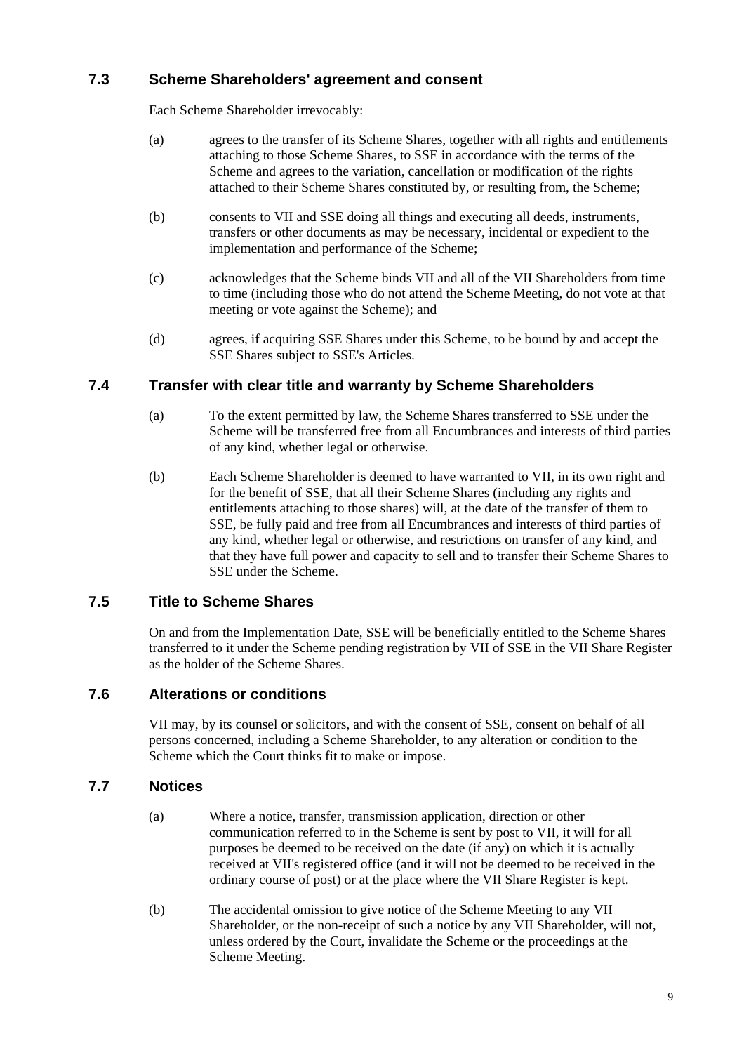### 7.3 Scheme Shareholders' agreement and consent

Each Scheme Shareholder irrevocably:

(a) agrees to the transfer of its Scheme Shares, together with all rights and entitlements attaching to those Scheme Shares, to SSE in accordance with the terms of the Scheme and agrees to the variation, cancellation or modification of the rights attached to their Scheme Shares constituted by, or resulting from, the Scheme;

(b) consents to VII and SSE doing all things and executing all deeds, instruments, transfers or other documents as may be necessary, incidental or expedient to the implementation and performance of the Scheme;

(c) acknowledges that the Scheme binds VII and all of the VII Shareholders from time to time (including those who do not attend the Scheme Meeting, do not vote at that meeting or vote against the Scheme); and

(d) agrees, if acquiring SSE Shares under this Scheme, to be bound by and accept the SSE Shares subject to SSE's Articles.

### 7.4 Transfer with clear title and warranty by Scheme Shareholders

(a) To the extent permitted by law, the Scheme Shares transferred to SSE under the Scheme will be transferred free from all Encumbrances and interests of third parties of any kind, whether legal or otherwise.

(b) Each Scheme Shareholder is deemed to have warranted to VII, in its own right and for the benefit of SSE, that all their Scheme Shares (including any rights and entitlements attaching to those shares) will, at the date of the transfer of them to SSE, be fully paid and free from all Encumbrances and interests of third parties of any kind, whether legal or otherwise, and restrictions on transfer of any kind, and that they have full power and capacity to sell and to transfer their Scheme Shares to SSE under the Scheme.

### 7.5 Title to Scheme Shares

On and from the Implementation Date, SSE will be beneficially entitled to the Scheme Shares transferred to it under the Scheme pending registration by VII of SSE in the VII Share Register as the holder of the Scheme Shares.

### 7.6 Alterations or conditions

VII may, by its counsel or solicitors, and with the consent of SSE, consent on behalf of all persons concerned, including a Scheme Shareholder, to any alteration or condition to the Scheme which the Court thinks fit to make or impose.

### 7.7 Notices

(a) Where a notice, transfer, transmission application, direction or other communication referred to in the Scheme is sent by post to VII, it will for all purposes be deemed to be received on the date (if any) on which it is actually received at VII's registered office (and it will not be deemed to be received in the ordinary course of post) or at the place where the VII Share Register is kept.

(b) The accidental omission to give notice of the Scheme Meeting to any VII Shareholder, or the non-receipt of such a notice by any VII Shareholder, will not, unless ordered by the Court, invalidate the Scheme or the proceedings at the Scheme Meeting.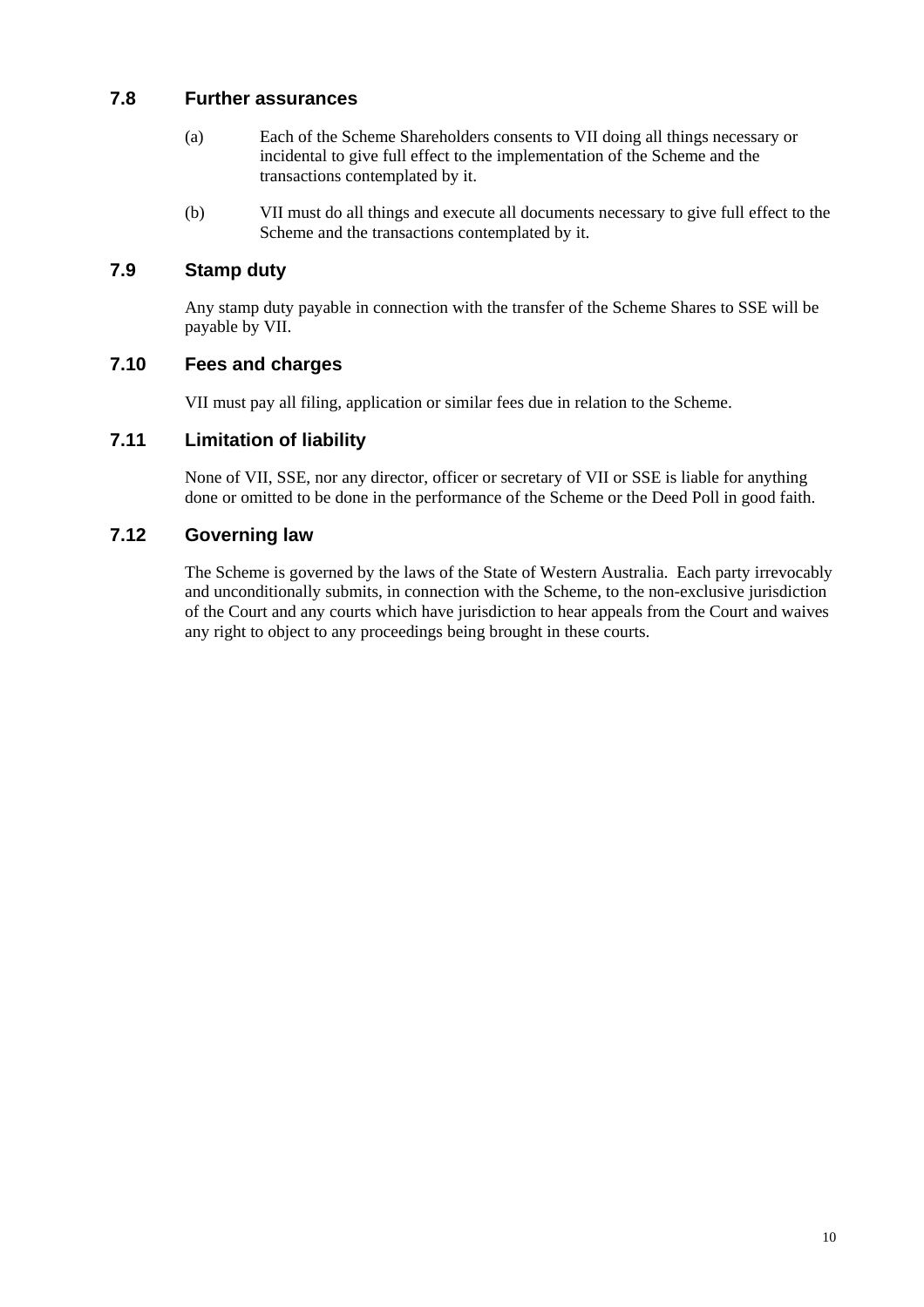## 7.8 Further assurances

(a) Each of the Scheme Shareholders consents to VII doing all things necessary or incidental to give full effect to the implementation of the Scheme and the transactions contemplated by it.

(b) VII must do all things and execute all documents necessary to give full effect to the Scheme and the transactions contemplated by it.

## 7.9 Stamp duty

Any stamp duty payable in connection with the transfer of the Scheme Shares to SSE will be payable by VII.

## 7.10 Fees and charges

VII must pay all filing, application or similar fees due in relation to the Scheme.

## 7.11 Limitation of liability

None of VII, SSE, nor any director, officer or secretary of VII or SSE is liable for anything done or omitted to be done in the performance of the Scheme or the Deed Poll in good faith.

## 7.12 Governing law

The Scheme is governed by the laws of the State of Western Australia. Each party irrevocably and unconditionally submits, in connection with the Scheme, to the non-exclusive jurisdiction of the Court and any courts which have jurisdiction to hear appeals from the Court and waives any right to object to any proceedings being brought in these courts.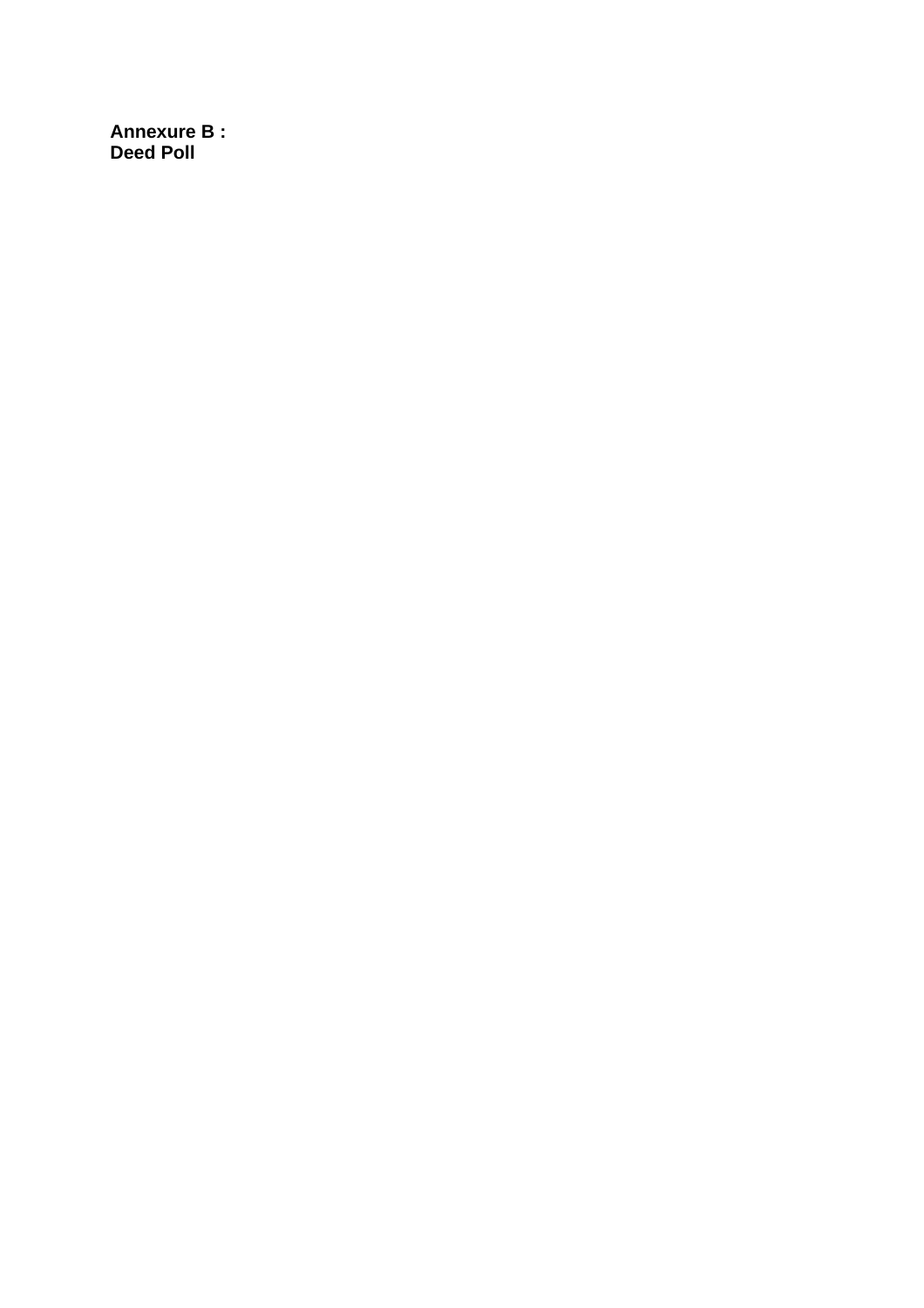**Annexure B :**
**Deed Poll**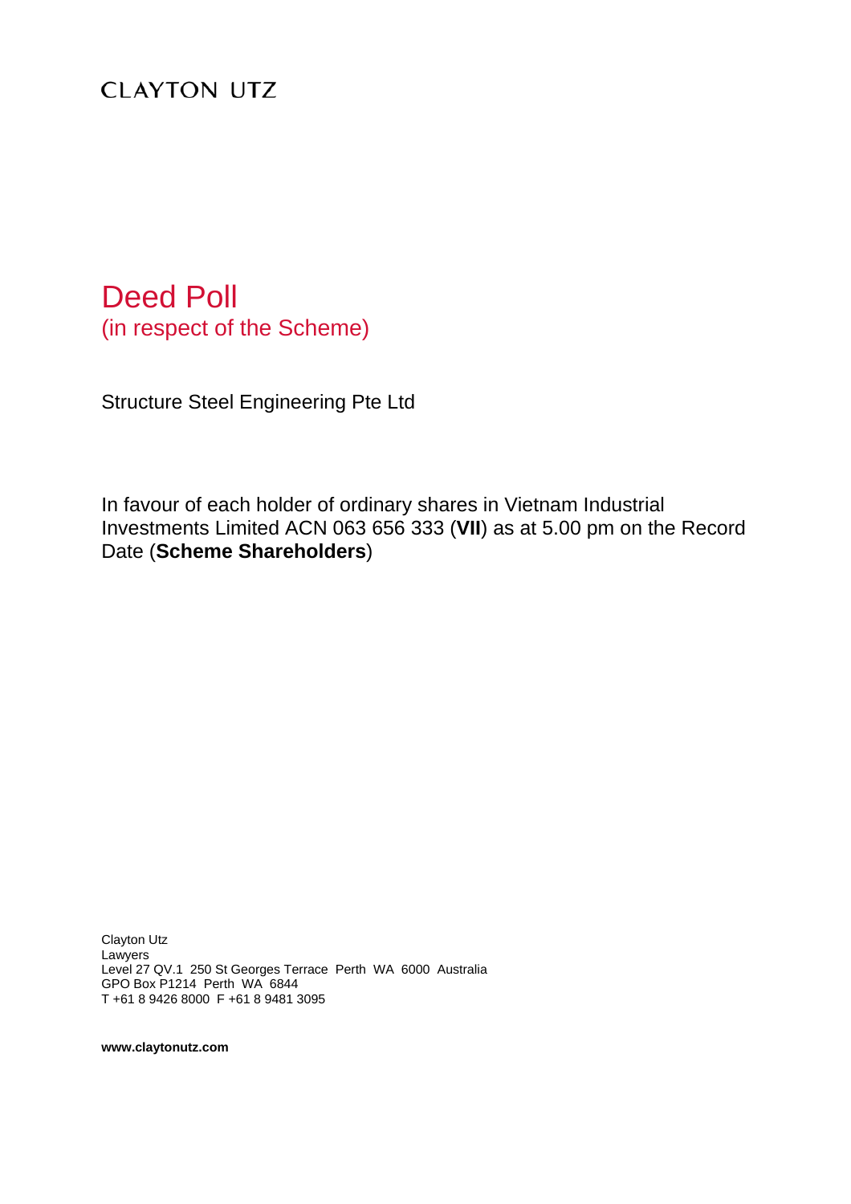CLAYTON UTZ

# Deed Poll

(in respect of the Scheme)

Structure Steel Engineering Pte Ltd

In favour of each holder of ordinary shares in Vietnam Industrial Investments Limited ACN 063 656 333 (**VII**) as at 5.00 pm on the Record Date (**Scheme Shareholders**)

Clayton Utz
Lawyers
Level 27 QV.1 250 St Georges Terrace Perth WA 6000 Australia
GPO Box P1214 Perth WA 6844
T +61 8 9426 8000 F +61 8 9481 3095

**www.claytonutz.com**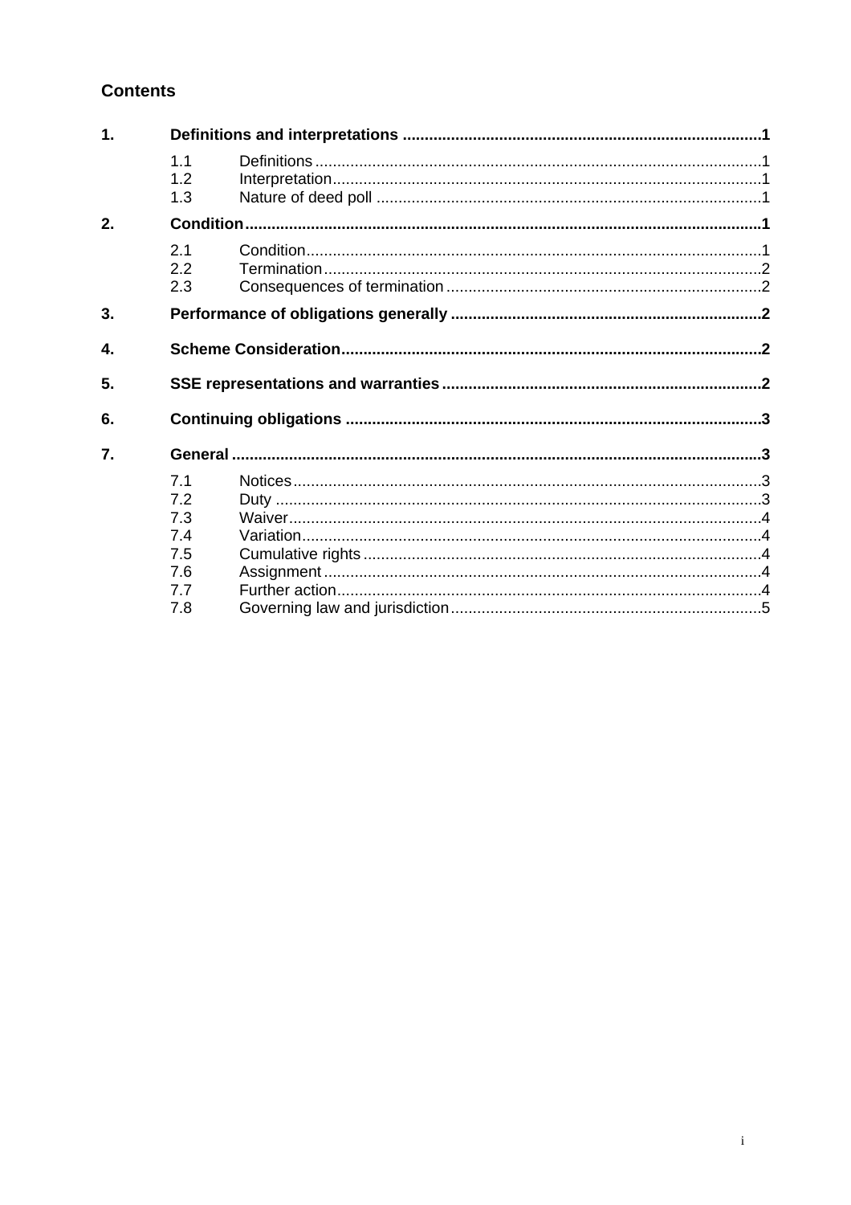# Contents

**1. Definitions and interpretations ........................................ 1**

- 1.1 Definitions ........................................ 1
- 1.2 Interpretation ........................................ 1
- 1.3 Nature of deed poll ........................................ 1

**2. Condition ........................................ 1**

- 2.1 Condition ........................................ 1
- 2.2 Termination ........................................ 2
- 2.3 Consequences of termination ........................................ 2

**3. Performance of obligations generally ........................................ 2**

**4. Scheme Consideration ........................................ 2**

**5. SSE representations and warranties ........................................ 2**

**6. Continuing obligations ........................................ 3**

**7. General ........................................ 3**

- 7.1 Notices ........................................ 3
- 7.2 Duty ........................................ 3
- 7.3 Waiver ........................................ 4
- 7.4 Variation ........................................ 4
- 7.5 Cumulative rights ........................................ 4
- 7.6 Assignment ........................................ 4
- 7.7 Further action ........................................ 4
- 7.8 Governing law and jurisdiction ........................................ 5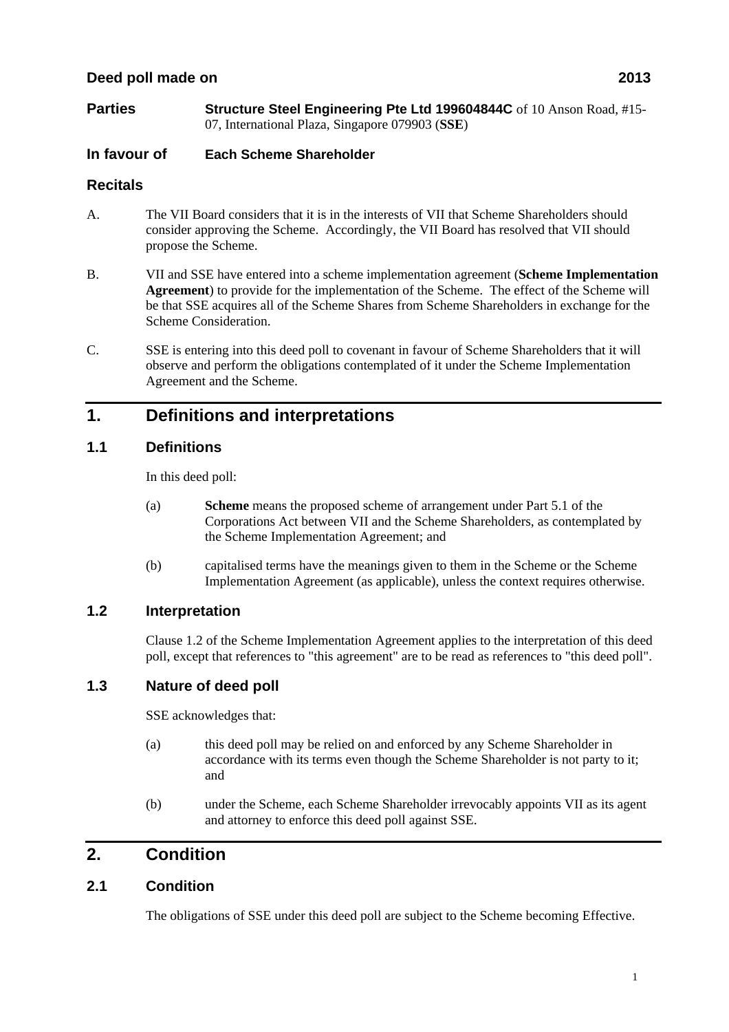**Deed poll made on 2013**

**Parties** **Structure Steel Engineering Pte Ltd 199604844C** of 10 Anson Road, #15-07, International Plaza, Singapore 079903 (**SSE**)

**In favour of** **Each Scheme Shareholder**

## Recitals

A. The VII Board considers that it is in the interests of VII that Scheme Shareholders should consider approving the Scheme. Accordingly, the VII Board has resolved that VII should propose the Scheme.

B. VII and SSE have entered into a scheme implementation agreement (**Scheme Implementation Agreement**) to provide for the implementation of the Scheme. The effect of the Scheme will be that SSE acquires all of the Scheme Shares from Scheme Shareholders in exchange for the Scheme Consideration.

C. SSE is entering into this deed poll to covenant in favour of Scheme Shareholders that it will observe and perform the obligations contemplated of it under the Scheme Implementation Agreement and the Scheme.

## 1. Definitions and interpretations

### 1.1 Definitions

In this deed poll:

(a) **Scheme** means the proposed scheme of arrangement under Part 5.1 of the Corporations Act between VII and the Scheme Shareholders, as contemplated by the Scheme Implementation Agreement; and

(b) capitalised terms have the meanings given to them in the Scheme or the Scheme Implementation Agreement (as applicable), unless the context requires otherwise.

### 1.2 Interpretation

Clause 1.2 of the Scheme Implementation Agreement applies to the interpretation of this deed poll, except that references to "this agreement" are to be read as references to "this deed poll".

### 1.3 Nature of deed poll

SSE acknowledges that:

(a) this deed poll may be relied on and enforced by any Scheme Shareholder in accordance with its terms even though the Scheme Shareholder is not party to it; and

(b) under the Scheme, each Scheme Shareholder irrevocably appoints VII as its agent and attorney to enforce this deed poll against SSE.

## 2. Condition

### 2.1 Condition

The obligations of SSE under this deed poll are subject to the Scheme becoming Effective.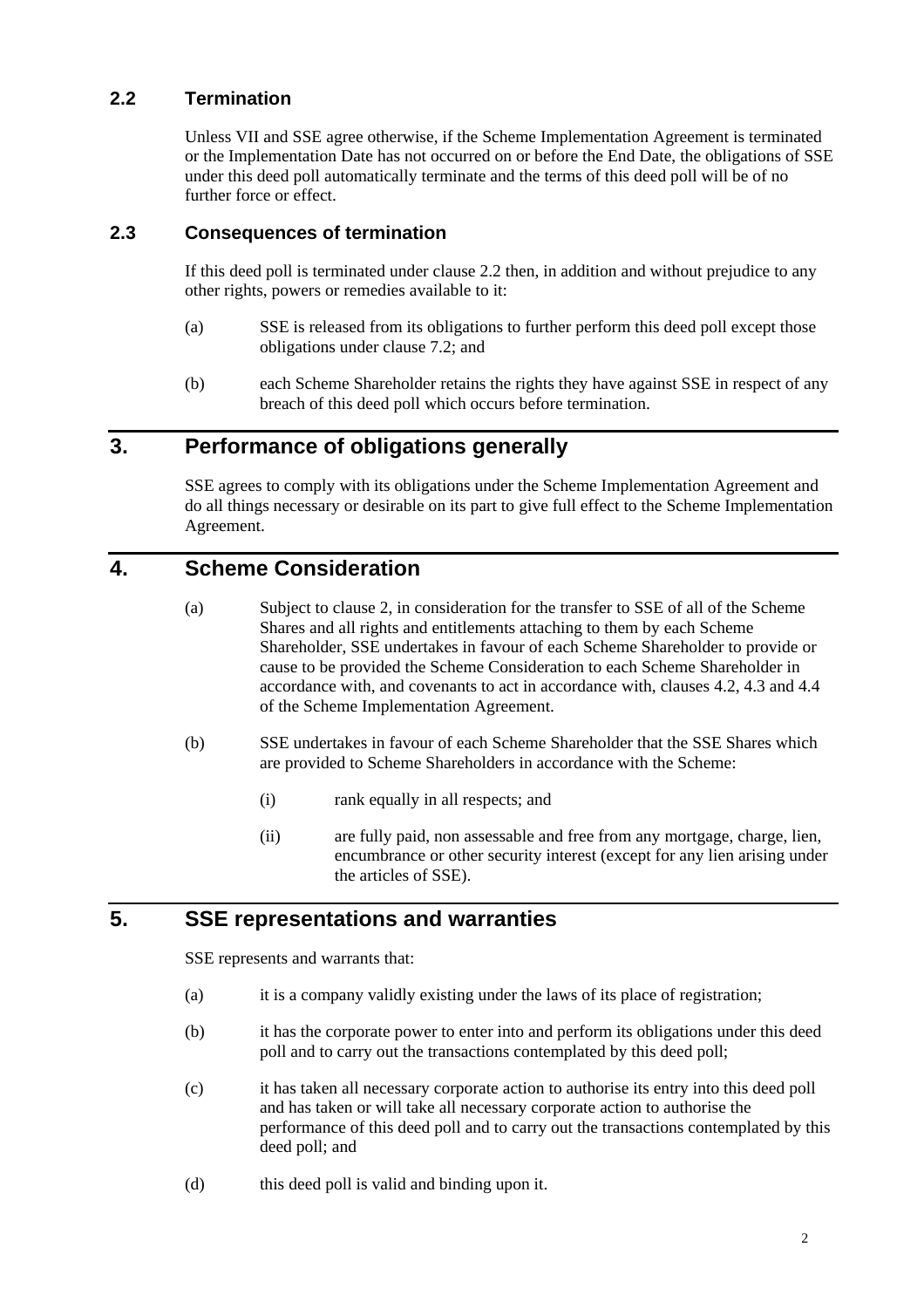### 2.2 Termination

Unless VII and SSE agree otherwise, if the Scheme Implementation Agreement is terminated or the Implementation Date has not occurred on or before the End Date, the obligations of SSE under this deed poll automatically terminate and the terms of this deed poll will be of no further force or effect.

### 2.3 Consequences of termination

If this deed poll is terminated under clause 2.2 then, in addition and without prejudice to any other rights, powers or remedies available to it:

(a) SSE is released from its obligations to further perform this deed poll except those obligations under clause 7.2; and

(b) each Scheme Shareholder retains the rights they have against SSE in respect of any breach of this deed poll which occurs before termination.

## 3. Performance of obligations generally

SSE agrees to comply with its obligations under the Scheme Implementation Agreement and do all things necessary or desirable on its part to give full effect to the Scheme Implementation Agreement.

## 4. Scheme Consideration

(a) Subject to clause 2, in consideration for the transfer to SSE of all of the Scheme Shares and all rights and entitlements attaching to them by each Scheme Shareholder, SSE undertakes in favour of each Scheme Shareholder to provide or cause to be provided the Scheme Consideration to each Scheme Shareholder in accordance with, and covenants to act in accordance with, clauses 4.2, 4.3 and 4.4 of the Scheme Implementation Agreement.

(b) SSE undertakes in favour of each Scheme Shareholder that the SSE Shares which are provided to Scheme Shareholders in accordance with the Scheme:

(i) rank equally in all respects; and

(ii) are fully paid, non assessable and free from any mortgage, charge, lien, encumbrance or other security interest (except for any lien arising under the articles of SSE).

## 5. SSE representations and warranties

SSE represents and warrants that:

(a) it is a company validly existing under the laws of its place of registration;

(b) it has the corporate power to enter into and perform its obligations under this deed poll and to carry out the transactions contemplated by this deed poll;

(c) it has taken all necessary corporate action to authorise its entry into this deed poll and has taken or will take all necessary corporate action to authorise the performance of this deed poll and to carry out the transactions contemplated by this deed poll; and

(d) this deed poll is valid and binding upon it.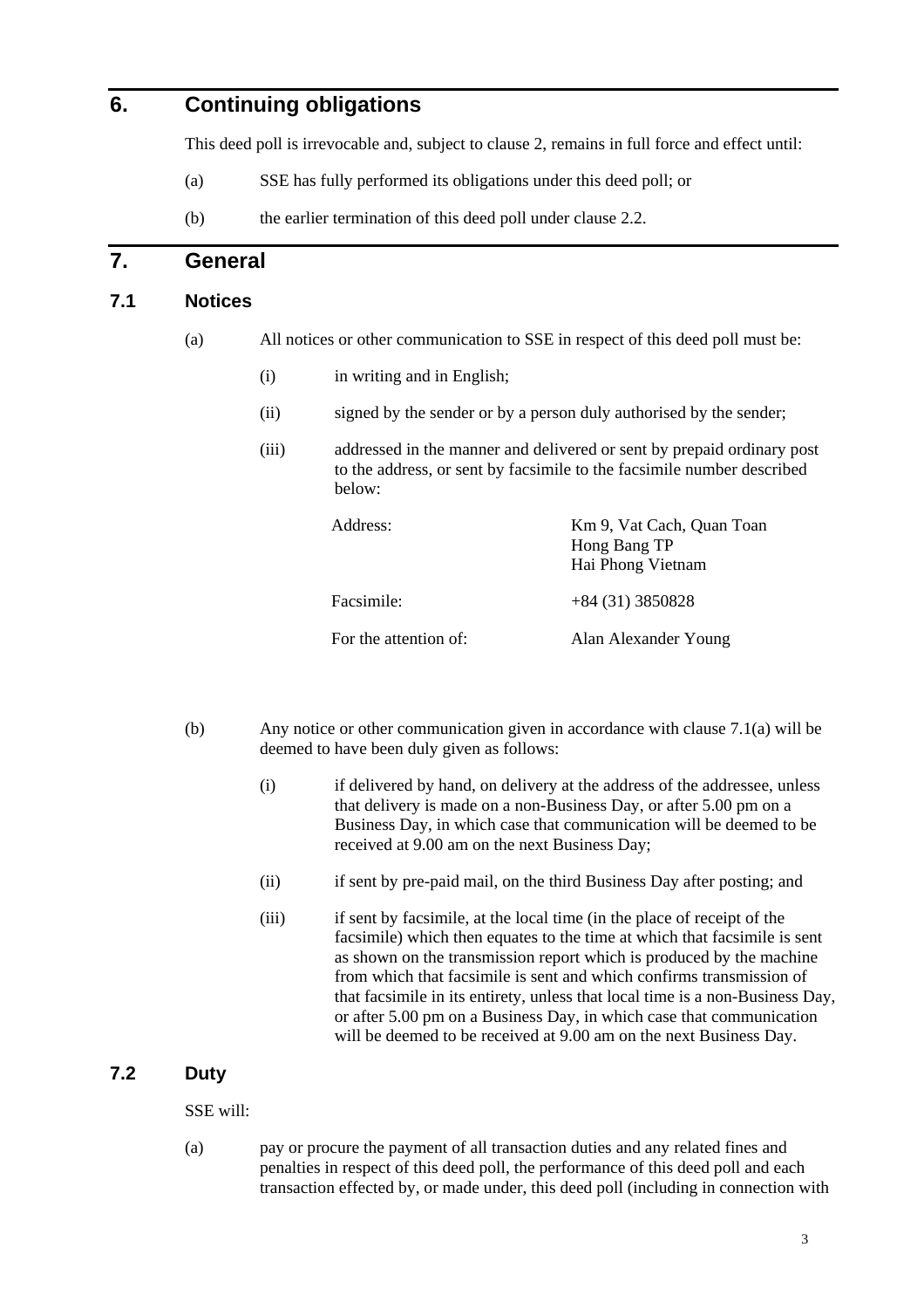## 6. Continuing obligations

This deed poll is irrevocable and, subject to clause 2, remains in full force and effect until:

(a) SSE has fully performed its obligations under this deed poll; or

(b) the earlier termination of this deed poll under clause 2.2.

## 7. General

### 7.1 Notices

(a) All notices or other communication to SSE in respect of this deed poll must be:

(i) in writing and in English;

(ii) signed by the sender or by a person duly authorised by the sender;

(iii) addressed in the manner and delivered or sent by prepaid ordinary post to the address, or sent by facsimile to the facsimile number described below:

| | |
|---|---|
| Address: | Km 9, Vat Cach, Quan Toan<br>Hong Bang TP<br>Hai Phong Vietnam |
| Facsimile: | +84 (31) 3850828 |
| For the attention of: | Alan Alexander Young |

(b) Any notice or other communication given in accordance with clause 7.1(a) will be deemed to have been duly given as follows:

(i) if delivered by hand, on delivery at the address of the addressee, unless that delivery is made on a non-Business Day, or after 5.00 pm on a Business Day, in which case that communication will be deemed to be received at 9.00 am on the next Business Day;

(ii) if sent by pre-paid mail, on the third Business Day after posting; and

(iii) if sent by facsimile, at the local time (in the place of receipt of the facsimile) which then equates to the time at which that facsimile is sent as shown on the transmission report which is produced by the machine from which that facsimile is sent and which confirms transmission of that facsimile in its entirety, unless that local time is a non-Business Day, or after 5.00 pm on a Business Day, in which case that communication will be deemed to be received at 9.00 am on the next Business Day.

### 7.2 Duty

SSE will:

(a) pay or procure the payment of all transaction duties and any related fines and penalties in respect of this deed poll, the performance of this deed poll and each transaction effected by, or made under, this deed poll (including in connection with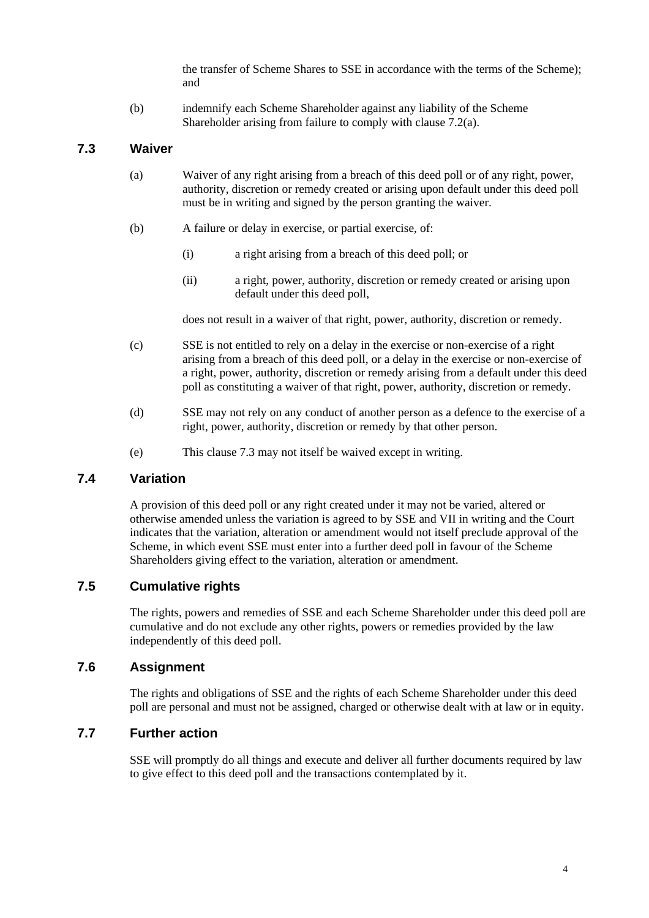the transfer of Scheme Shares to SSE in accordance with the terms of the Scheme); and

(b) indemnify each Scheme Shareholder against any liability of the Scheme Shareholder arising from failure to comply with clause 7.2(a).

## 7.3 Waiver

(a) Waiver of any right arising from a breach of this deed poll or of any right, power, authority, discretion or remedy created or arising upon default under this deed poll must be in writing and signed by the person granting the waiver.

(b) A failure or delay in exercise, or partial exercise, of:

(i) a right arising from a breach of this deed poll; or

(ii) a right, power, authority, discretion or remedy created or arising upon default under this deed poll,

does not result in a waiver of that right, power, authority, discretion or remedy.

(c) SSE is not entitled to rely on a delay in the exercise or non-exercise of a right arising from a breach of this deed poll, or a delay in the exercise or non-exercise of a right, power, authority, discretion or remedy arising from a default under this deed poll as constituting a waiver of that right, power, authority, discretion or remedy.

(d) SSE may not rely on any conduct of another person as a defence to the exercise of a right, power, authority, discretion or remedy by that other person.

(e) This clause 7.3 may not itself be waived except in writing.

## 7.4 Variation

A provision of this deed poll or any right created under it may not be varied, altered or otherwise amended unless the variation is agreed to by SSE and VII in writing and the Court indicates that the variation, alteration or amendment would not itself preclude approval of the Scheme, in which event SSE must enter into a further deed poll in favour of the Scheme Shareholders giving effect to the variation, alteration or amendment.

## 7.5 Cumulative rights

The rights, powers and remedies of SSE and each Scheme Shareholder under this deed poll are cumulative and do not exclude any other rights, powers or remedies provided by the law independently of this deed poll.

## 7.6 Assignment

The rights and obligations of SSE and the rights of each Scheme Shareholder under this deed poll are personal and must not be assigned, charged or otherwise dealt with at law or in equity.

## 7.7 Further action

SSE will promptly do all things and execute and deliver all further documents required by law to give effect to this deed poll and the transactions contemplated by it.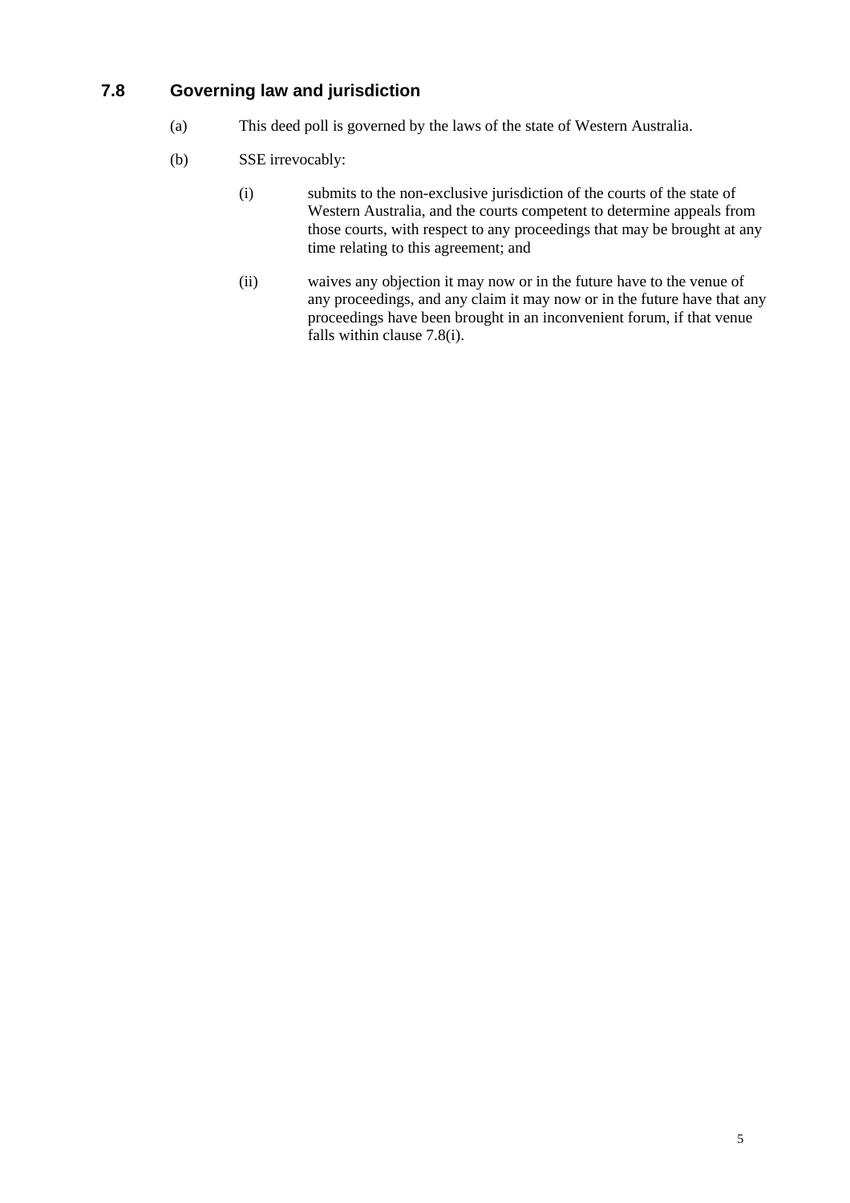## 7.8 Governing law and jurisdiction

(a) This deed poll is governed by the laws of the state of Western Australia.

(b) SSE irrevocably:

   (i) submits to the non-exclusive jurisdiction of the courts of the state of Western Australia, and the courts competent to determine appeals from those courts, with respect to any proceedings that may be brought at any time relating to this agreement; and

   (ii) waives any objection it may now or in the future have to the venue of any proceedings, and any claim it may now or in the future have that any proceedings have been brought in an inconvenient forum, if that venue falls within clause 7.8(i).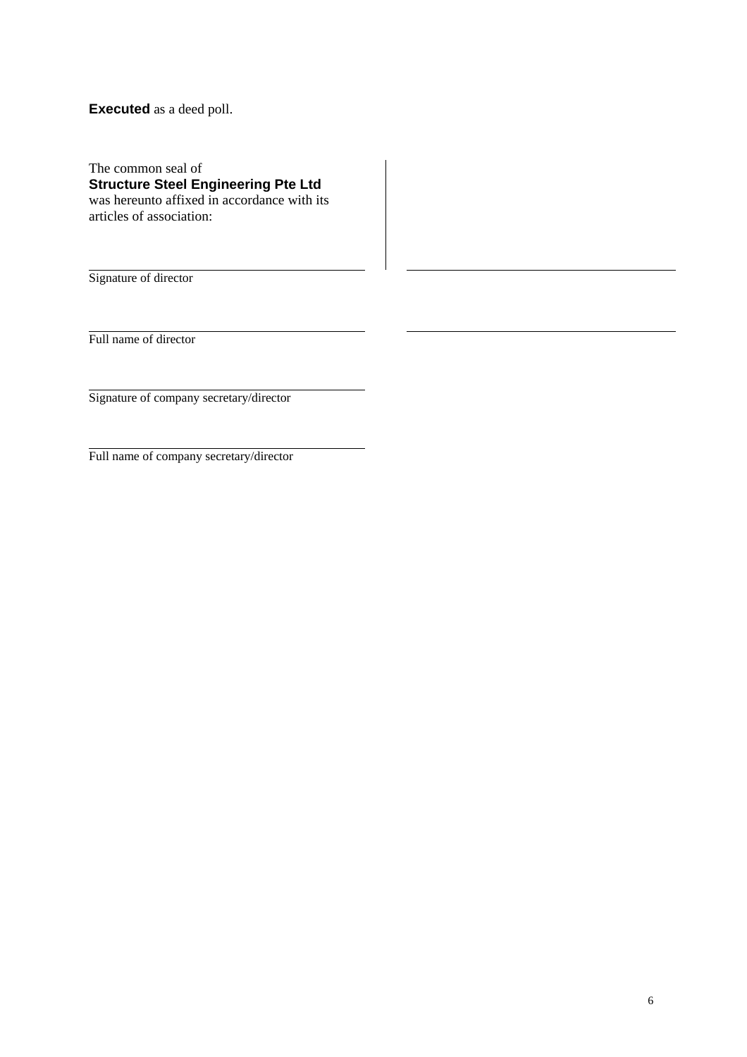**Executed** as a deed poll.

The common seal of
**Structure Steel Engineering Pte Ltd**
was hereunto affixed in accordance with its articles of association:

______________________________
Signature of director

______________________________
Full name of director

______________________________
Signature of company secretary/director

______________________________
Full name of company secretary/director